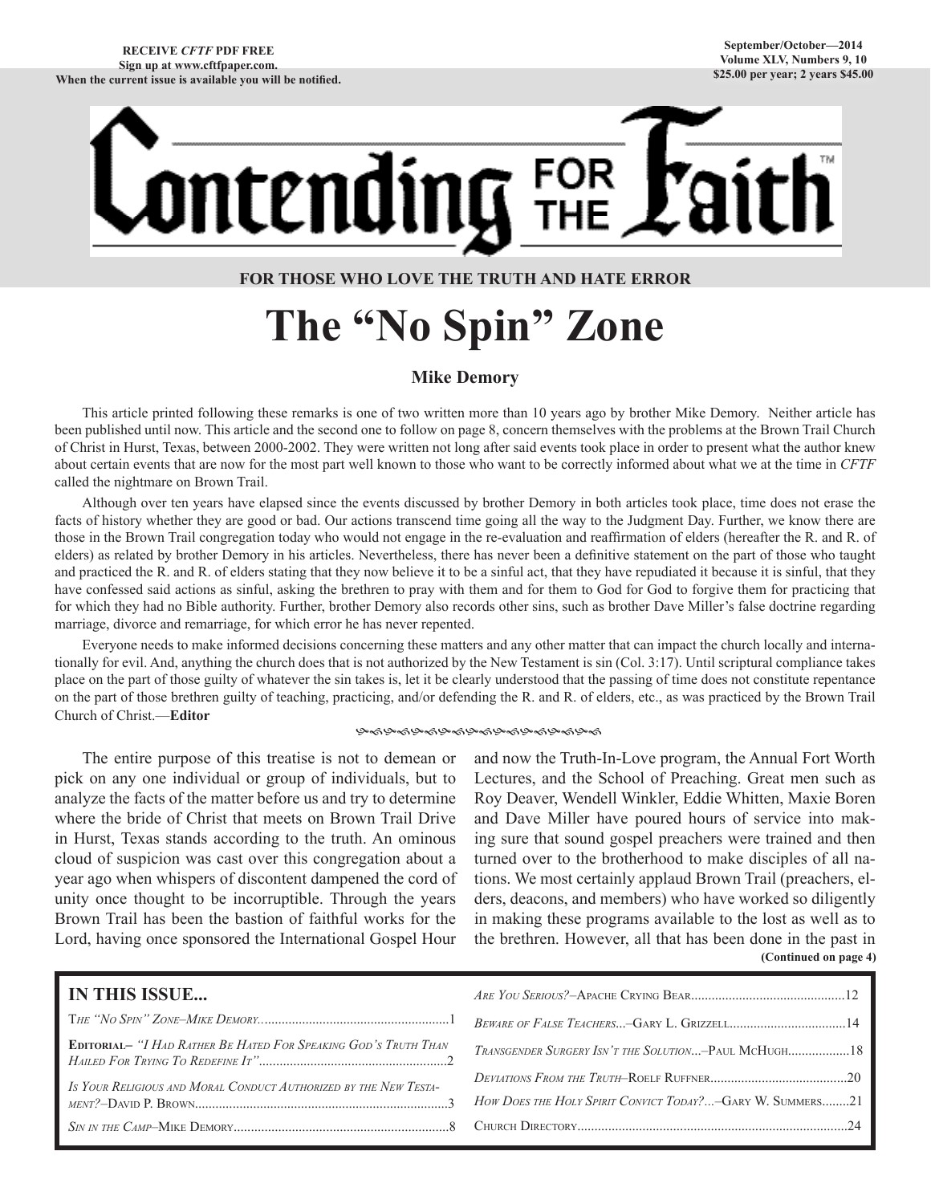RECEIVE *CFTF* PDF FREE
Sign up at www.cftfpaper.com.
When the current issue is available you will be notified.

September/October—2014
Volume XLV, Numbers 9, 10
$25.00 per year; 2 years $45.00

# Contending FOR THE Faith™

**FOR THOSE WHO LOVE THE TRUTH AND HATE ERROR**

# The "No Spin" Zone

**Mike Demory**

This article printed following these remarks is one of two written more than 10 years ago by brother Mike Demory. Neither article has been published until now. This article and the second one to follow on page 8, concern themselves with the problems at the Brown Trail Church of Christ in Hurst, Texas, between 2000-2002. They were written not long after said events took place in order to present what the author knew about certain events that are now for the most part well known to those who want to be correctly informed about what we at the time in *CFTF* called the nightmare on Brown Trail.

Although over ten years have elapsed since the events discussed by brother Demory in both articles took place, time does not erase the facts of history whether they are good or bad. Our actions transcend time going all the way to the Judgment Day. Further, we know there are those in the Brown Trail congregation today who would not engage in the re-evaluation and reaffirmation of elders (hereafter the R. and R. of elders) as related by brother Demory in his articles. Nevertheless, there has never been a definitive statement on the part of those who taught and practiced the R. and R. of elders stating that they now believe it to be a sinful act, that they have repudiated it because it is sinful, that they have confessed said actions as sinful, asking the brethren to pray with them and for them to God for God to forgive them for practicing that for which they had no Bible authority. Further, brother Demory also records other sins, such as brother Dave Miller's false doctrine regarding marriage, divorce and remarriage, for which error he has never repented.

Everyone needs to make informed decisions concerning these matters and any other matter that can impact the church locally and internationally for evil. And, anything the church does that is not authorized by the New Testament is sin (Col. 3:17). Until scriptural compliance takes place on the part of those guilty of whatever the sin takes is, let it be clearly understood that the passing of time does not constitute repentance on the part of those brethren guilty of teaching, practicing, and/or defending the R. and R. of elders, etc., as was practiced by the Brown Trail Church of Christ.—**Editor**

The entire purpose of this treatise is not to demean or pick on any one individual or group of individuals, but to analyze the facts of the matter before us and try to determine where the bride of Christ that meets on Brown Trail Drive in Hurst, Texas stands according to the truth. An ominous cloud of suspicion was cast over this congregation about a year ago when whispers of discontent dampened the cord of unity once thought to be incorruptible. Through the years Brown Trail has been the bastion of faithful works for the Lord, having once sponsored the International Gospel Hour and now the Truth-In-Love program, the Annual Fort Worth Lectures, and the School of Preaching. Great men such as Roy Deaver, Wendell Winkler, Eddie Whitten, Maxie Boren and Dave Miller have poured hours of service into making sure that sound gospel preachers were trained and then turned over to the brotherhood to make disciples of all nations. We most certainly applaud Brown Trail (preachers, elders, deacons, and members) who have worked so diligently in making these programs available to the lost as well as to the brethren. However, all that has been done in the past in

**(Continued on page 4)**

## IN THIS ISSUE...

- *The "No Spin" Zone*–Mike Demory.......1
- **Editorial**– *"I Had Rather Be Hated For Speaking God's Truth Than Hailed For Trying To Redefine It"*.......2
- *Is Your Religious and Moral Conduct Authorized by the New Testament?*–David P. Brown.......3
- *Sin in the Camp*–Mike Demory.......8
- *Are You Serious?*–Apache Crying Bear.......12
- *Beware of False Teachers*...–Gary L. Grizzell.......14
- *Transgender Surgery Isn't the Solution*...–Paul McHugh.......18
- *Deviations From the Truth*–Roelf Ruffner.......20
- *How Does the Holy Spirit Convict Today?*...–Gary W. Summers.......21
- Church Directory.......24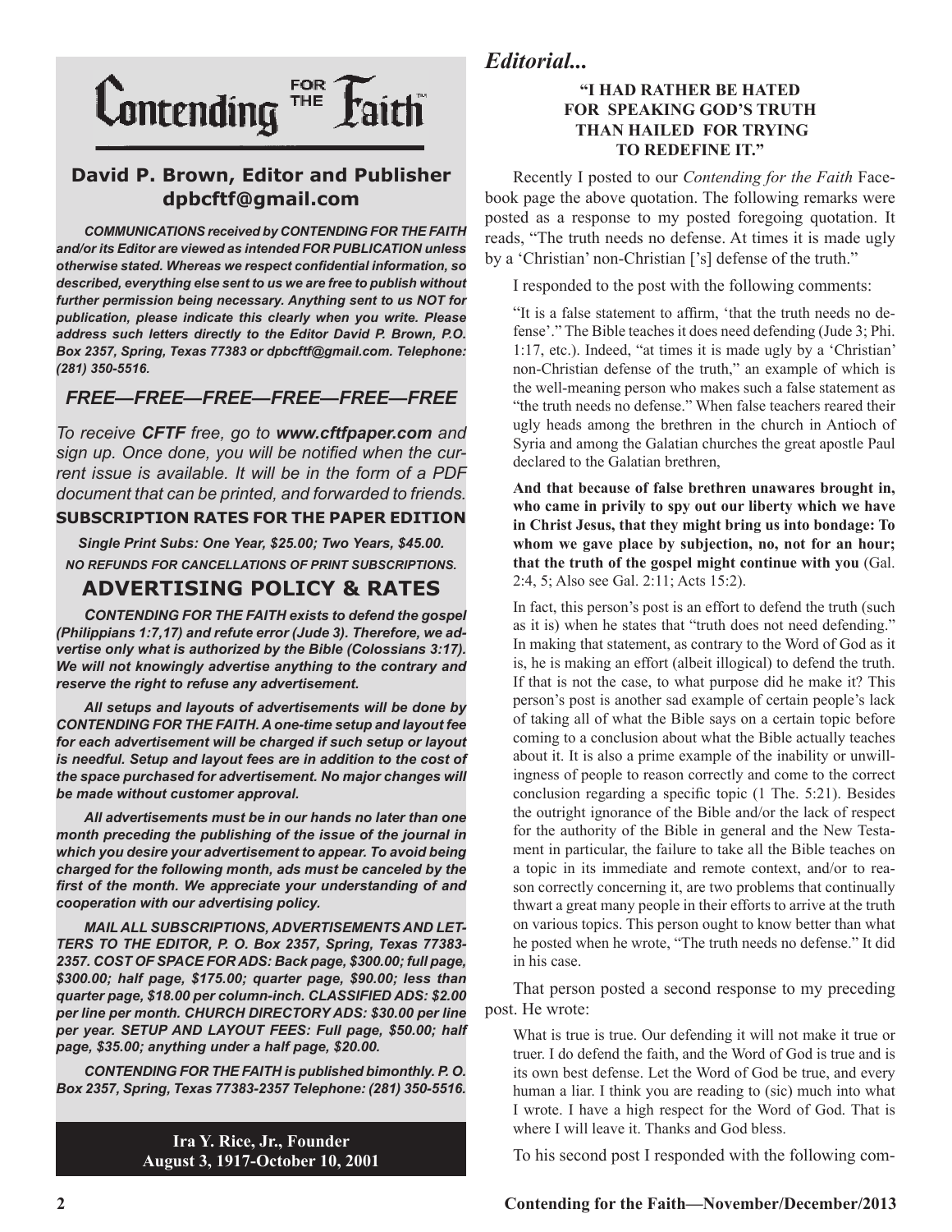# Contending FOR THE Faith™

## David P. Brown, Editor and Publisher
## dpbcftf@gmail.com

***COMMUNICATIONS received by CONTENDING FOR THE FAITH and/or its Editor are viewed as intended FOR PUBLICATION unless otherwise stated. Whereas we respect confidential information, so described, everything else sent to us we are free to publish without further permission being necessary. Anything sent to us NOT for publication, please indicate this clearly when you write. Please address such letters directly to the Editor David P. Brown, P.O. Box 2357, Spring, Texas 77383 or dpbcftf@gmail.com. Telephone: (281) 350-5516.***

### *FREE—FREE—FREE—FREE—FREE—FREE*

*To receive **CFTF** free, go to **www.cftfpaper.com** and sign up. Once done, you will be notified when the current issue is available. It will be in the form of a PDF document that can be printed, and forwarded to friends.*

**SUBSCRIPTION RATES FOR THE PAPER EDITION**

***Single Print Subs: One Year, $25.00; Two Years, $45.00.***

***NO REFUNDS FOR CANCELLATIONS OF PRINT SUBSCRIPTIONS.***

### ADVERTISING POLICY & RATES

***CONTENDING FOR THE FAITH exists to defend the gospel (Philippians 1:7,17) and refute error (Jude 3). Therefore, we advertise only what is authorized by the Bible (Colossians 3:17). We will not knowingly advertise anything to the contrary and reserve the right to refuse any advertisement.***

***All setups and layouts of advertisements will be done by CONTENDING FOR THE FAITH. A one-time setup and layout fee for each advertisement will be charged if such setup or layout is needful. Setup and layout fees are in addition to the cost of the space purchased for advertisement. No major changes will be made without customer approval.***

***All advertisements must be in our hands no later than one month preceding the publishing of the issue of the journal in which you desire your advertisement to appear. To avoid being charged for the following month, ads must be canceled by the first of the month. We appreciate your understanding of and cooperation with our advertising policy.***

***MAIL ALL SUBSCRIPTIONS, ADVERTISEMENTS AND LETTERS TO THE EDITOR, P. O. Box 2357, Spring, Texas 77383-2357. COST OF SPACE FOR ADS: Back page, $300.00; full page, $300.00; half page, $175.00; quarter page, $90.00; less than quarter page, $18.00 per column-inch. CLASSIFIED ADS: $2.00 per line per month. CHURCH DIRECTORY ADS: $30.00 per line per year. SETUP AND LAYOUT FEES: Full page, $50.00; half page, $35.00; anything under a half page, $20.00.***

***CONTENDING FOR THE FAITH is published bimonthly. P. O. Box 2357, Spring, Texas 77383-2357 Telephone: (281) 350-5516.***

**Ira Y. Rice, Jr., Founder**
**August 3, 1917-October 10, 2001**

## *Editorial...*

### "I HAD RATHER BE HATED FOR SPEAKING GOD'S TRUTH THAN HAILED FOR TRYING TO REDEFINE IT."

Recently I posted to our *Contending for the Faith* Facebook page the above quotation. The following remarks were posted as a response to my posted foregoing quotation. It reads, "The truth needs no defense. At times it is made ugly by a 'Christian' non-Christian ['s] defense of the truth."

I responded to the post with the following comments:

> "It is a false statement to affirm, 'that the truth needs no defense'." The Bible teaches it does need defending (Jude 3; Phi. 1:17, etc.). Indeed, "at times it is made ugly by a 'Christian' non-Christian defense of the truth," an example of which is the well-meaning person who makes such a false statement as "the truth needs no defense." When false teachers reared their ugly heads among the brethren in the church in Antioch of Syria and among the Galatian churches the great apostle Paul declared to the Galatian brethren,
>
> **And that because of false brethren unawares brought in, who came in privily to spy out our liberty which we have in Christ Jesus, that they might bring us into bondage: To whom we gave place by subjection, no, not for an hour; that the truth of the gospel might continue with you** (Gal. 2:4, 5; Also see Gal. 2:11; Acts 15:2).
>
> In fact, this person's post is an effort to defend the truth (such as it is) when he states that "truth does not need defending." In making that statement, as contrary to the Word of God as it is, he is making an effort (albeit illogical) to defend the truth. If that is not the case, to what purpose did he make it? This person's post is another sad example of certain people's lack of taking all of what the Bible says on a certain topic before coming to a conclusion about what the Bible actually teaches about it. It is also a prime example of the inability or unwillingness of people to reason correctly and come to the correct conclusion regarding a specific topic (1 The. 5:21). Besides the outright ignorance of the Bible and/or the lack of respect for the authority of the Bible in general and the New Testament in particular, the failure to take all the Bible teaches on a topic in its immediate and remote context, and/or to reason correctly concerning it, are two problems that continually thwart a great many people in their efforts to arrive at the truth on various topics. This person ought to know better than what he posted when he wrote, "The truth needs no defense." It did in his case.

That person posted a second response to my preceding post. He wrote:

> What is true is true. Our defending it will not make it true or truer. I do defend the faith, and the Word of God is true and is its own best defense. Let the Word of God be true, and every human a liar. I think you are reading to (sic) much into what I wrote. I have a high respect for the Word of God. That is where I will leave it. Thanks and God bless.

To his second post I responded with the following com-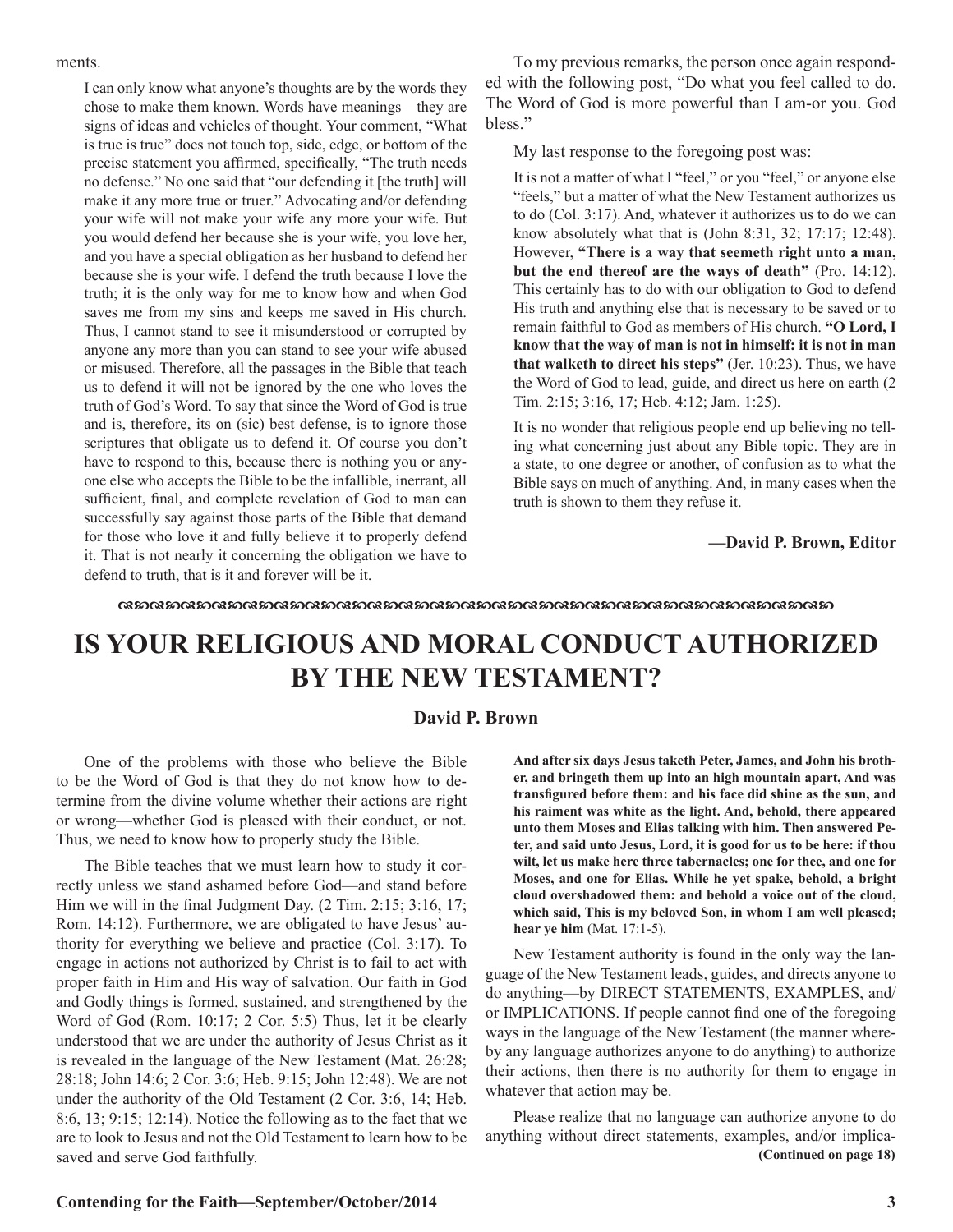ments.

> I can only know what anyone's thoughts are by the words they chose to make them known. Words have meanings—they are signs of ideas and vehicles of thought. Your comment, "What is true is true" does not touch top, side, edge, or bottom of the precise statement you affirmed, specifically, "The truth needs no defense." No one said that "our defending it [the truth] will make it any more true or truer." Advocating and/or defending your wife will not make your wife any more your wife. But you would defend her because she is your wife, you love her, and you have a special obligation as her husband to defend her because she is your wife. I defend the truth because I love the truth; it is the only way for me to know how and when God saves me from my sins and keeps me saved in His church. Thus, I cannot stand to see it misunderstood or corrupted by anyone any more than you can stand to see your wife abused or misused. Therefore, all the passages in the Bible that teach us to defend it will not be ignored by the one who loves the truth of God's Word. To say that since the Word of God is true and is, therefore, its on (sic) best defense, is to ignore those scriptures that obligate us to defend it. Of course you don't have to respond to this, because there is nothing you or anyone else who accepts the Bible to be the infallible, inerrant, all sufficient, final, and complete revelation of God to man can successfully say against those parts of the Bible that demand for those who love it and fully believe it to properly defend it. That is not nearly it concerning the obligation we have to defend to truth, that is it and forever will be it.

To my previous remarks, the person once again responded with the following post, "Do what you feel called to do. The Word of God is more powerful than I am-or you. God bless."

My last response to the foregoing post was:

> It is not a matter of what I "feel," or you "feel," or anyone else "feels," but a matter of what the New Testament authorizes us to do (Col. 3:17). And, whatever it authorizes us to do we can know absolutely what that is (John 8:31, 32; 17:17; 12:48). However, **"There is a way that seemeth right unto a man, but the end thereof are the ways of death"** (Pro. 14:12). This certainly has to do with our obligation to God to defend His truth and anything else that is necessary to be saved or to remain faithful to God as members of His church. **"O Lord, I know that the way of man is not in himself: it is not in man that walketh to direct his steps"** (Jer. 10:23). Thus, we have the Word of God to lead, guide, and direct us here on earth (2 Tim. 2:15; 3:16, 17; Heb. 4:12; Jam. 1:25).
>
> It is no wonder that religious people end up believing no telling what concerning just about any Bible topic. They are in a state, to one degree or another, of confusion as to what the Bible says on much of anything. And, in many cases when the truth is shown to them they refuse it.

**—David P. Brown, Editor**

# IS YOUR RELIGIOUS AND MORAL CONDUCT AUTHORIZED BY THE NEW TESTAMENT?

**David P. Brown**

One of the problems with those who believe the Bible to be the Word of God is that they do not know how to determine from the divine volume whether their actions are right or wrong—whether God is pleased with their conduct, or not. Thus, we need to know how to properly study the Bible.

The Bible teaches that we must learn how to study it correctly unless we stand ashamed before God—and stand before Him we will in the final Judgment Day. (2 Tim. 2:15; 3:16, 17; Rom. 14:12). Furthermore, we are obligated to have Jesus' authority for everything we believe and practice (Col. 3:17). To engage in actions not authorized by Christ is to fail to act with proper faith in Him and His way of salvation. Our faith in God and Godly things is formed, sustained, and strengthened by the Word of God (Rom. 10:17; 2 Cor. 5:5) Thus, let it be clearly understood that we are under the authority of Jesus Christ as it is revealed in the language of the New Testament (Mat. 26:28; 28:18; John 14:6; 2 Cor. 3:6; Heb. 9:15; John 12:48). We are not under the authority of the Old Testament (2 Cor. 3:6, 14; Heb. 8:6, 13; 9:15; 12:14). Notice the following as to the fact that we are to look to Jesus and not the Old Testament to learn how to be saved and serve God faithfully.

> **And after six days Jesus taketh Peter, James, and John his brother, and bringeth them up into an high mountain apart, And was transfigured before them: and his face did shine as the sun, and his raiment was white as the light. And, behold, there appeared unto them Moses and Elias talking with him. Then answered Peter, and said unto Jesus, Lord, it is good for us to be here: if thou wilt, let us make here three tabernacles; one for thee, and one for Moses, and one for Elias. While he yet spake, behold, a bright cloud overshadowed them: and behold a voice out of the cloud, which said, This is my beloved Son, in whom I am well pleased; hear ye him** (Mat. 17:1-5).

New Testament authority is found in the only way the language of the New Testament leads, guides, and directs anyone to do anything—by DIRECT STATEMENTS, EXAMPLES, and/or IMPLICATIONS. If people cannot find one of the foregoing ways in the language of the New Testament (the manner whereby any language authorizes anyone to do anything) to authorize their actions, then there is no authority for them to engage in whatever that action may be.

Please realize that no language can authorize anyone to do anything without direct statements, examples, and/or implica-

**(Continued on page 18)**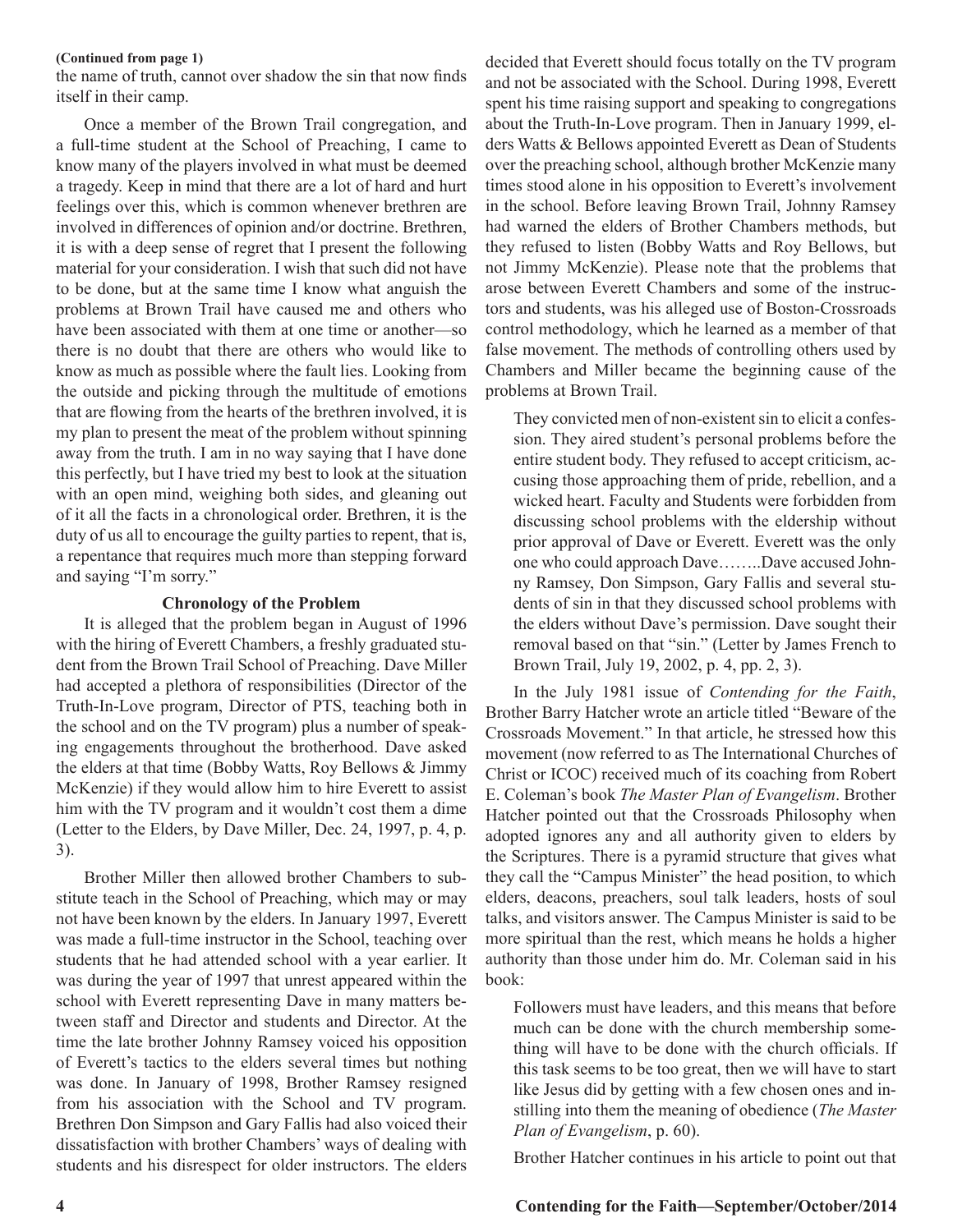**(Continued from page 1)**

the name of truth, cannot over shadow the sin that now finds itself in their camp.

Once a member of the Brown Trail congregation, and a full-time student at the School of Preaching, I came to know many of the players involved in what must be deemed a tragedy. Keep in mind that there are a lot of hard and hurt feelings over this, which is common whenever brethren are involved in differences of opinion and/or doctrine. Brethren, it is with a deep sense of regret that I present the following material for your consideration. I wish that such did not have to be done, but at the same time I know what anguish the problems at Brown Trail have caused me and others who have been associated with them at one time or another—so there is no doubt that there are others who would like to know as much as possible where the fault lies. Looking from the outside and picking through the multitude of emotions that are flowing from the hearts of the brethren involved, it is my plan to present the meat of the problem without spinning away from the truth. I am in no way saying that I have done this perfectly, but I have tried my best to look at the situation with an open mind, weighing both sides, and gleaning out of it all the facts in a chronological order. Brethren, it is the duty of us all to encourage the guilty parties to repent, that is, a repentance that requires much more than stepping forward and saying "I'm sorry."

**Chronology of the Problem**

It is alleged that the problem began in August of 1996 with the hiring of Everett Chambers, a freshly graduated student from the Brown Trail School of Preaching. Dave Miller had accepted a plethora of responsibilities (Director of the Truth-In-Love program, Director of PTS, teaching both in the school and on the TV program) plus a number of speaking engagements throughout the brotherhood. Dave asked the elders at that time (Bobby Watts, Roy Bellows & Jimmy McKenzie) if they would allow him to hire Everett to assist him with the TV program and it wouldn't cost them a dime (Letter to the Elders, by Dave Miller, Dec. 24, 1997, p. 4, p. 3).

Brother Miller then allowed brother Chambers to substitute teach in the School of Preaching, which may or may not have been known by the elders. In January 1997, Everett was made a full-time instructor in the School, teaching over students that he had attended school with a year earlier. It was during the year of 1997 that unrest appeared within the school with Everett representing Dave in many matters between staff and Director and students and Director. At the time the late brother Johnny Ramsey voiced his opposition of Everett's tactics to the elders several times but nothing was done. In January of 1998, Brother Ramsey resigned from his association with the School and TV program. Brethren Don Simpson and Gary Fallis had also voiced their dissatisfaction with brother Chambers' ways of dealing with students and his disrespect for older instructors. The elders decided that Everett should focus totally on the TV program and not be associated with the School. During 1998, Everett spent his time raising support and speaking to congregations about the Truth-In-Love program. Then in January 1999, elders Watts & Bellows appointed Everett as Dean of Students over the preaching school, although brother McKenzie many times stood alone in his opposition to Everett's involvement in the school. Before leaving Brown Trail, Johnny Ramsey had warned the elders of Brother Chambers methods, but they refused to listen (Bobby Watts and Roy Bellows, but not Jimmy McKenzie). Please note that the problems that arose between Everett Chambers and some of the instructors and students, was his alleged use of Boston-Crossroads control methodology, which he learned as a member of that false movement. The methods of controlling others used by Chambers and Miller became the beginning cause of the problems at Brown Trail.

> They convicted men of non-existent sin to elicit a confession. They aired student's personal problems before the entire student body. They refused to accept criticism, accusing those approaching them of pride, rebellion, and a wicked heart. Faculty and Students were forbidden from discussing school problems with the eldership without prior approval of Dave or Everett. Everett was the only one who could approach Dave……..Dave accused Johnny Ramsey, Don Simpson, Gary Fallis and several students of sin in that they discussed school problems with the elders without Dave's permission. Dave sought their removal based on that "sin." (Letter by James French to Brown Trail, July 19, 2002, p. 4, pp. 2, 3).

In the July 1981 issue of *Contending for the Faith*, Brother Barry Hatcher wrote an article titled "Beware of the Crossroads Movement." In that article, he stressed how this movement (now referred to as The International Churches of Christ or ICOC) received much of its coaching from Robert E. Coleman's book *The Master Plan of Evangelism*. Brother Hatcher pointed out that the Crossroads Philosophy when adopted ignores any and all authority given to elders by the Scriptures. There is a pyramid structure that gives what they call the "Campus Minister" the head position, to which elders, deacons, preachers, soul talk leaders, hosts of soul talks, and visitors answer. The Campus Minister is said to be more spiritual than the rest, which means he holds a higher authority than those under him do. Mr. Coleman said in his book:

> Followers must have leaders, and this means that before much can be done with the church membership something will have to be done with the church officials. If this task seems to be too great, then we will have to start like Jesus did by getting with a few chosen ones and instilling into them the meaning of obedience (*The Master Plan of Evangelism*, p. 60).

Brother Hatcher continues in his article to point out that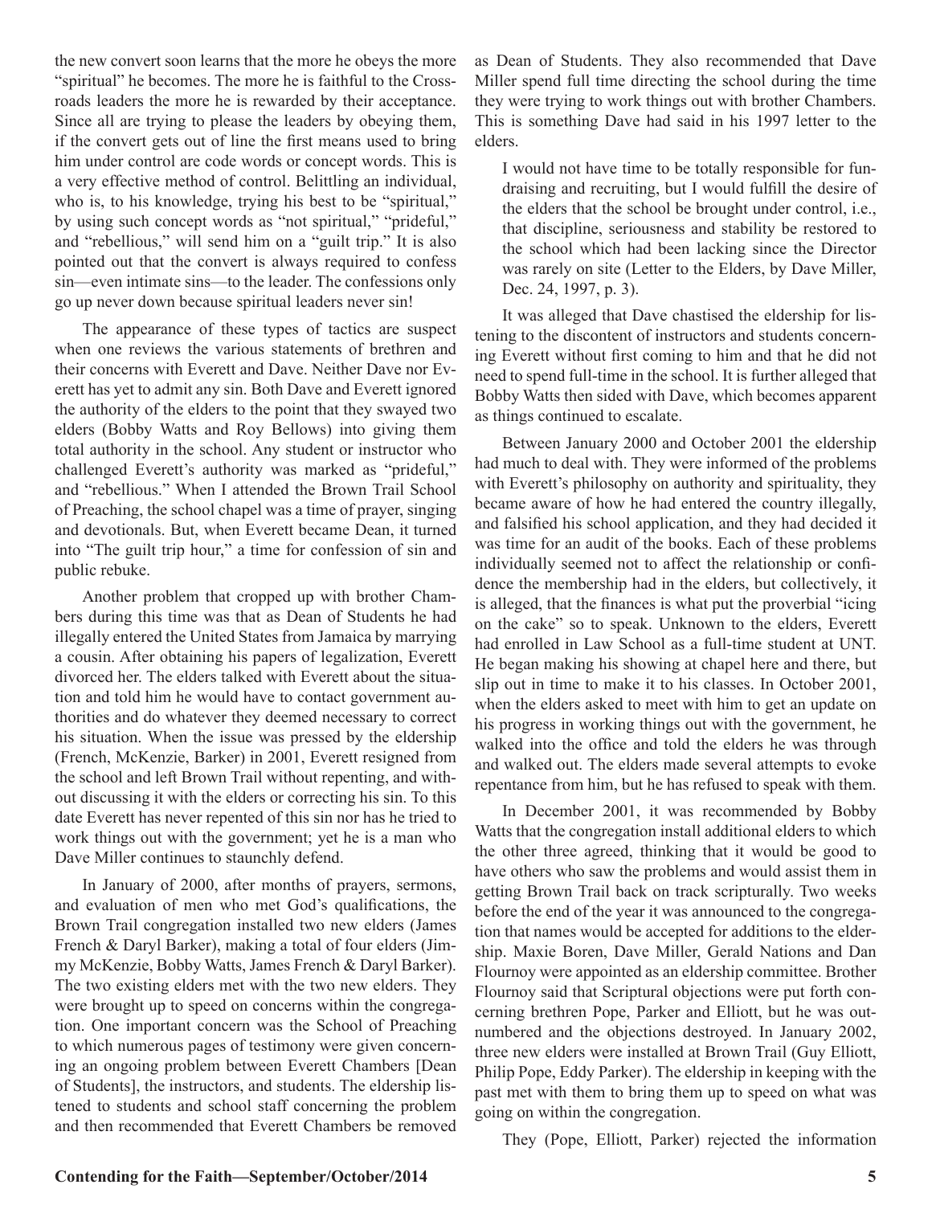the new convert soon learns that the more he obeys the more "spiritual" he becomes. The more he is faithful to the Crossroads leaders the more he is rewarded by their acceptance. Since all are trying to please the leaders by obeying them, if the convert gets out of line the first means used to bring him under control are code words or concept words. This is a very effective method of control. Belittling an individual, who is, to his knowledge, trying his best to be "spiritual," by using such concept words as "not spiritual," "prideful," and "rebellious," will send him on a "guilt trip." It is also pointed out that the convert is always required to confess sin—even intimate sins—to the leader. The confessions only go up never down because spiritual leaders never sin!

The appearance of these types of tactics are suspect when one reviews the various statements of brethren and their concerns with Everett and Dave. Neither Dave nor Everett has yet to admit any sin. Both Dave and Everett ignored the authority of the elders to the point that they swayed two elders (Bobby Watts and Roy Bellows) into giving them total authority in the school. Any student or instructor who challenged Everett's authority was marked as "prideful," and "rebellious." When I attended the Brown Trail School of Preaching, the school chapel was a time of prayer, singing and devotionals. But, when Everett became Dean, it turned into "The guilt trip hour," a time for confession of sin and public rebuke.

Another problem that cropped up with brother Chambers during this time was that as Dean of Students he had illegally entered the United States from Jamaica by marrying a cousin. After obtaining his papers of legalization, Everett divorced her. The elders talked with Everett about the situation and told him he would have to contact government authorities and do whatever they deemed necessary to correct his situation. When the issue was pressed by the eldership (French, McKenzie, Barker) in 2001, Everett resigned from the school and left Brown Trail without repenting, and without discussing it with the elders or correcting his sin. To this date Everett has never repented of this sin nor has he tried to work things out with the government; yet he is a man who Dave Miller continues to staunchly defend.

In January of 2000, after months of prayers, sermons, and evaluation of men who met God's qualifications, the Brown Trail congregation installed two new elders (James French & Daryl Barker), making a total of four elders (Jimmy McKenzie, Bobby Watts, James French & Daryl Barker). The two existing elders met with the two new elders. They were brought up to speed on concerns within the congregation. One important concern was the School of Preaching to which numerous pages of testimony were given concerning an ongoing problem between Everett Chambers [Dean of Students], the instructors, and students. The eldership listened to students and school staff concerning the problem and then recommended that Everett Chambers be removed as Dean of Students. They also recommended that Dave Miller spend full time directing the school during the time they were trying to work things out with brother Chambers. This is something Dave had said in his 1997 letter to the elders.

> I would not have time to be totally responsible for fundraising and recruiting, but I would fulfill the desire of the elders that the school be brought under control, i.e., that discipline, seriousness and stability be restored to the school which had been lacking since the Director was rarely on site (Letter to the Elders, by Dave Miller, Dec. 24, 1997, p. 3).

It was alleged that Dave chastised the eldership for listening to the discontent of instructors and students concerning Everett without first coming to him and that he did not need to spend full-time in the school. It is further alleged that Bobby Watts then sided with Dave, which becomes apparent as things continued to escalate.

Between January 2000 and October 2001 the eldership had much to deal with. They were informed of the problems with Everett's philosophy on authority and spirituality, they became aware of how he had entered the country illegally, and falsified his school application, and they had decided it was time for an audit of the books. Each of these problems individually seemed not to affect the relationship or confidence the membership had in the elders, but collectively, it is alleged, that the finances is what put the proverbial "icing on the cake" so to speak. Unknown to the elders, Everett had enrolled in Law School as a full-time student at UNT. He began making his showing at chapel here and there, but slip out in time to make it to his classes. In October 2001, when the elders asked to meet with him to get an update on his progress in working things out with the government, he walked into the office and told the elders he was through and walked out. The elders made several attempts to evoke repentance from him, but he has refused to speak with them.

In December 2001, it was recommended by Bobby Watts that the congregation install additional elders to which the other three agreed, thinking that it would be good to have others who saw the problems and would assist them in getting Brown Trail back on track scripturally. Two weeks before the end of the year it was announced to the congregation that names would be accepted for additions to the eldership. Maxie Boren, Dave Miller, Gerald Nations and Dan Flournoy were appointed as an eldership committee. Brother Flournoy said that Scriptural objections were put forth concerning brethren Pope, Parker and Elliott, but he was outnumbered and the objections destroyed. In January 2002, three new elders were installed at Brown Trail (Guy Elliott, Philip Pope, Eddy Parker). The eldership in keeping with the past met with them to bring them up to speed on what was going on within the congregation.

They (Pope, Elliott, Parker) rejected the information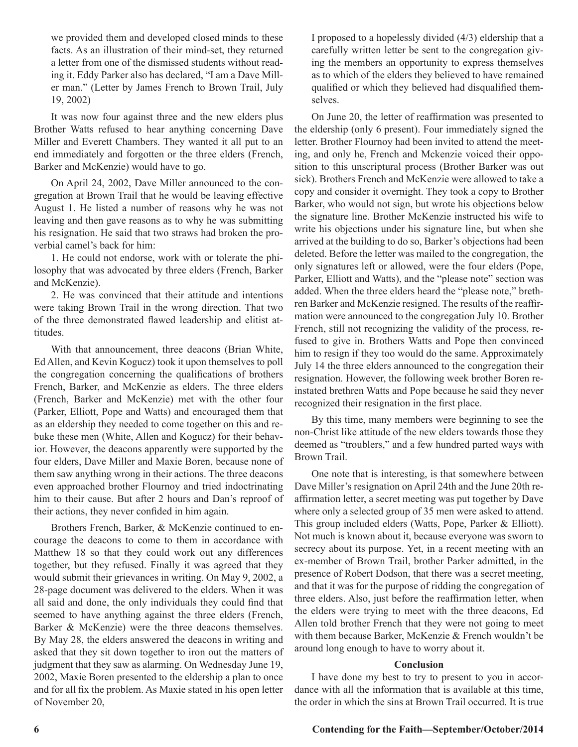we provided them and developed closed minds to these facts. As an illustration of their mind-set, they returned a letter from one of the dismissed students without reading it. Eddy Parker also has declared, "I am a Dave Miller man." (Letter by James French to Brown Trail, July 19, 2002)

It was now four against three and the new elders plus Brother Watts refused to hear anything concerning Dave Miller and Everett Chambers. They wanted it all put to an end immediately and forgotten or the three elders (French, Barker and McKenzie) would have to go.

On April 24, 2002, Dave Miller announced to the congregation at Brown Trail that he would be leaving effective August 1. He listed a number of reasons why he was not leaving and then gave reasons as to why he was submitting his resignation. He said that two straws had broken the proverbial camel's back for him:

1. He could not endorse, work with or tolerate the philosophy that was advocated by three elders (French, Barker and McKenzie).

2. He was convinced that their attitude and intentions were taking Brown Trail in the wrong direction. That two of the three demonstrated flawed leadership and elitist attitudes.

With that announcement, three deacons (Brian White, Ed Allen, and Kevin Kogucz) took it upon themselves to poll the congregation concerning the qualifications of brothers French, Barker, and McKenzie as elders. The three elders (French, Barker and McKenzie) met with the other four (Parker, Elliott, Pope and Watts) and encouraged them that as an eldership they needed to come together on this and rebuke these men (White, Allen and Kogucz) for their behavior. However, the deacons apparently were supported by the four elders, Dave Miller and Maxie Boren, because none of them saw anything wrong in their actions. The three deacons even approached brother Flournoy and tried indoctrinating him to their cause. But after 2 hours and Dan's reproof of their actions, they never confided in him again.

Brothers French, Barker, & McKenzie continued to encourage the deacons to come to them in accordance with Matthew 18 so that they could work out any differences together, but they refused. Finally it was agreed that they would submit their grievances in writing. On May 9, 2002, a 28-page document was delivered to the elders. When it was all said and done, the only individuals they could find that seemed to have anything against the three elders (French, Barker & McKenzie) were the three deacons themselves. By May 28, the elders answered the deacons in writing and asked that they sit down together to iron out the matters of judgment that they saw as alarming. On Wednesday June 19, 2002, Maxie Boren presented to the eldership a plan to once and for all fix the problem. As Maxie stated in his open letter of November 20,

> I proposed to a hopelessly divided (4/3) eldership that a carefully written letter be sent to the congregation giving the members an opportunity to express themselves as to which of the elders they believed to have remained qualified or which they believed had disqualified themselves.

On June 20, the letter of reaffirmation was presented to the eldership (only 6 present). Four immediately signed the letter. Brother Flournoy had been invited to attend the meeting, and only he, French and Mckenzie voiced their opposition to this unscriptural process (Brother Barker was out sick). Brothers French and McKenzie were allowed to take a copy and consider it overnight. They took a copy to Brother Barker, who would not sign, but wrote his objections below the signature line. Brother McKenzie instructed his wife to write his objections under his signature line, but when she arrived at the building to do so, Barker's objections had been deleted. Before the letter was mailed to the congregation, the only signatures left or allowed, were the four elders (Pope, Parker, Elliott and Watts), and the "please note" section was added. When the three elders heard the "please note," brethren Barker and McKenzie resigned. The results of the reaffirmation were announced to the congregation July 10. Brother French, still not recognizing the validity of the process, refused to give in. Brothers Watts and Pope then convinced him to resign if they too would do the same. Approximately July 14 the three elders announced to the congregation their resignation. However, the following week brother Boren reinstated brethren Watts and Pope because he said they never recognized their resignation in the first place.

By this time, many members were beginning to see the non-Christ like attitude of the new elders towards those they deemed as "troublers," and a few hundred parted ways with Brown Trail.

One note that is interesting, is that somewhere between Dave Miller's resignation on April 24th and the June 20th reaffirmation letter, a secret meeting was put together by Dave where only a selected group of 35 men were asked to attend. This group included elders (Watts, Pope, Parker & Elliott). Not much is known about it, because everyone was sworn to secrecy about its purpose. Yet, in a recent meeting with an ex-member of Brown Trail, brother Parker admitted, in the presence of Robert Dodson, that there was a secret meeting, and that it was for the purpose of ridding the congregation of three elders. Also, just before the reaffirmation letter, when the elders were trying to meet with the three deacons, Ed Allen told brother French that they were not going to meet with them because Barker, McKenzie & French wouldn't be around long enough to have to worry about it.

### Conclusion

I have done my best to try to present to you in accordance with all the information that is available at this time, the order in which the sins at Brown Trail occurred. It is true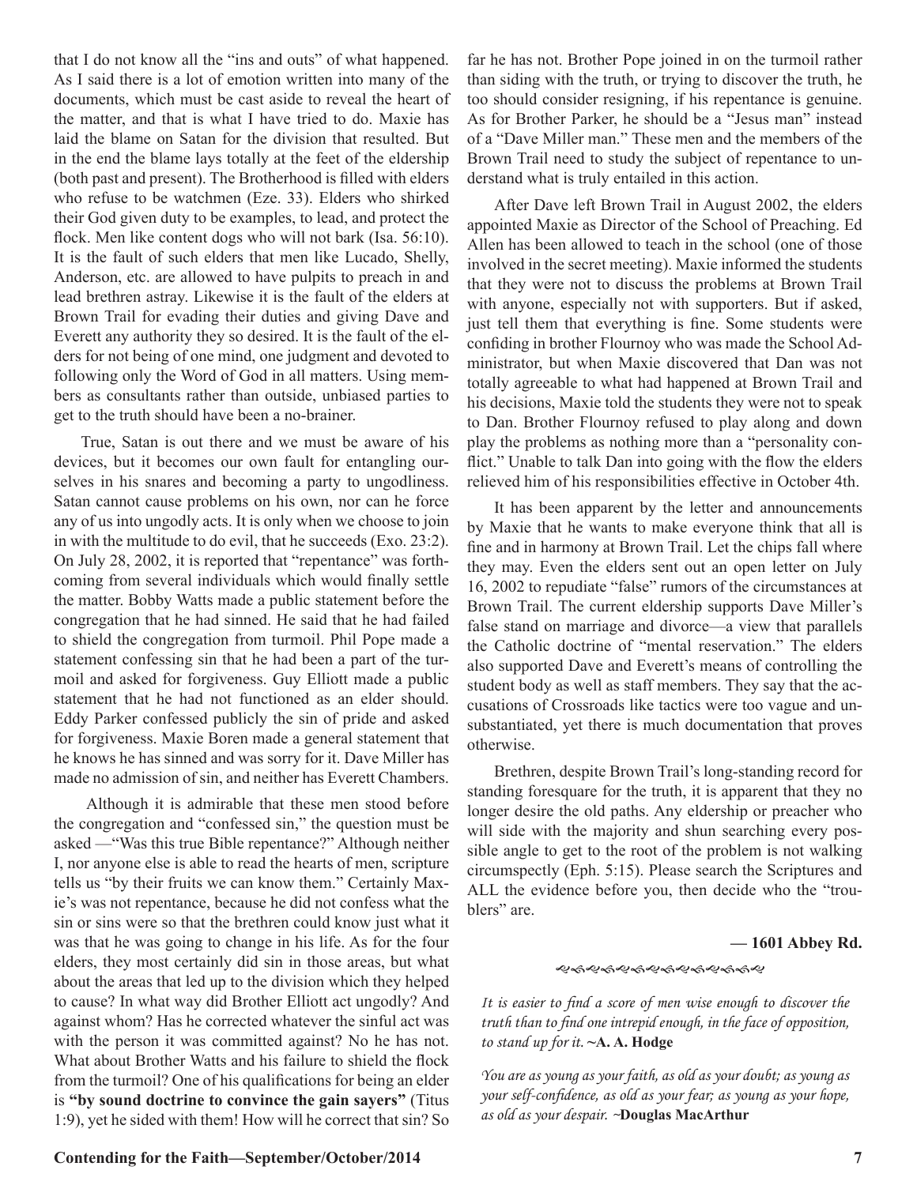that I do not know all the "ins and outs" of what happened. As I said there is a lot of emotion written into many of the documents, which must be cast aside to reveal the heart of the matter, and that is what I have tried to do. Maxie has laid the blame on Satan for the division that resulted. But in the end the blame lays totally at the feet of the eldership (both past and present). The Brotherhood is filled with elders who refuse to be watchmen (Eze. 33). Elders who shirked their God given duty to be examples, to lead, and protect the flock. Men like content dogs who will not bark (Isa. 56:10). It is the fault of such elders that men like Lucado, Shelly, Anderson, etc. are allowed to have pulpits to preach in and lead brethren astray. Likewise it is the fault of the elders at Brown Trail for evading their duties and giving Dave and Everett any authority they so desired. It is the fault of the elders for not being of one mind, one judgment and devoted to following only the Word of God in all matters. Using members as consultants rather than outside, unbiased parties to get to the truth should have been a no-brainer.

True, Satan is out there and we must be aware of his devices, but it becomes our own fault for entangling ourselves in his snares and becoming a party to ungodliness. Satan cannot cause problems on his own, nor can he force any of us into ungodly acts. It is only when we choose to join in with the multitude to do evil, that he succeeds (Exo. 23:2). On July 28, 2002, it is reported that "repentance" was forthcoming from several individuals which would finally settle the matter. Bobby Watts made a public statement before the congregation that he had sinned. He said that he had failed to shield the congregation from turmoil. Phil Pope made a statement confessing sin that he had been a part of the turmoil and asked for forgiveness. Guy Elliott made a public statement that he had not functioned as an elder should. Eddy Parker confessed publicly the sin of pride and asked for forgiveness. Maxie Boren made a general statement that he knows he has sinned and was sorry for it. Dave Miller has made no admission of sin, and neither has Everett Chambers.

Although it is admirable that these men stood before the congregation and "confessed sin," the question must be asked —"Was this true Bible repentance?" Although neither I, nor anyone else is able to read the hearts of men, scripture tells us "by their fruits we can know them." Certainly Maxie's was not repentance, because he did not confess what the sin or sins were so that the brethren could know just what it was that he was going to change in his life. As for the four elders, they most certainly did sin in those areas, but what about the areas that led up to the division which they helped to cause? In what way did Brother Elliott act ungodly? And against whom? Has he corrected whatever the sinful act was with the person it was committed against? No he has not. What about Brother Watts and his failure to shield the flock from the turmoil? One of his qualifications for being an elder is **"by sound doctrine to convince the gain sayers"** (Titus 1:9), yet he sided with them! How will he correct that sin? So far he has not. Brother Pope joined in on the turmoil rather than siding with the truth, or trying to discover the truth, he too should consider resigning, if his repentance is genuine. As for Brother Parker, he should be a "Jesus man" instead of a "Dave Miller man." These men and the members of the Brown Trail need to study the subject of repentance to understand what is truly entailed in this action.

After Dave left Brown Trail in August 2002, the elders appointed Maxie as Director of the School of Preaching. Ed Allen has been allowed to teach in the school (one of those involved in the secret meeting). Maxie informed the students that they were not to discuss the problems at Brown Trail with anyone, especially not with supporters. But if asked, just tell them that everything is fine. Some students were confiding in brother Flournoy who was made the School Administrator, but when Maxie discovered that Dan was not totally agreeable to what had happened at Brown Trail and his decisions, Maxie told the students they were not to speak to Dan. Brother Flournoy refused to play along and down play the problems as nothing more than a "personality conflict." Unable to talk Dan into going with the flow the elders relieved him of his responsibilities effective in October 4th.

It has been apparent by the letter and announcements by Maxie that he wants to make everyone think that all is fine and in harmony at Brown Trail. Let the chips fall where they may. Even the elders sent out an open letter on July 16, 2002 to repudiate "false" rumors of the circumstances at Brown Trail. The current eldership supports Dave Miller's false stand on marriage and divorce—a view that parallels the Catholic doctrine of "mental reservation." The elders also supported Dave and Everett's means of controlling the student body as well as staff members. They say that the accusations of Crossroads like tactics were too vague and unsubstantiated, yet there is much documentation that proves otherwise.

Brethren, despite Brown Trail's long-standing record for standing foresquare for the truth, it is apparent that they no longer desire the old paths. Any eldership or preacher who will side with the majority and shun searching every possible angle to get to the root of the problem is not walking circumspectly (Eph. 5:15). Please search the Scriptures and ALL the evidence before you, then decide who the "troublers" are.

**— 1601 Abbey Rd.**

*It is easier to find a score of men wise enough to discover the truth than to find one intrepid enough, in the face of opposition, to stand up for it.* **~A. A. Hodge**

*You are as young as your faith, as old as your doubt; as young as your self-confidence, as old as your fear; as young as your hope, as old as your despair.* **~Douglas MacArthur**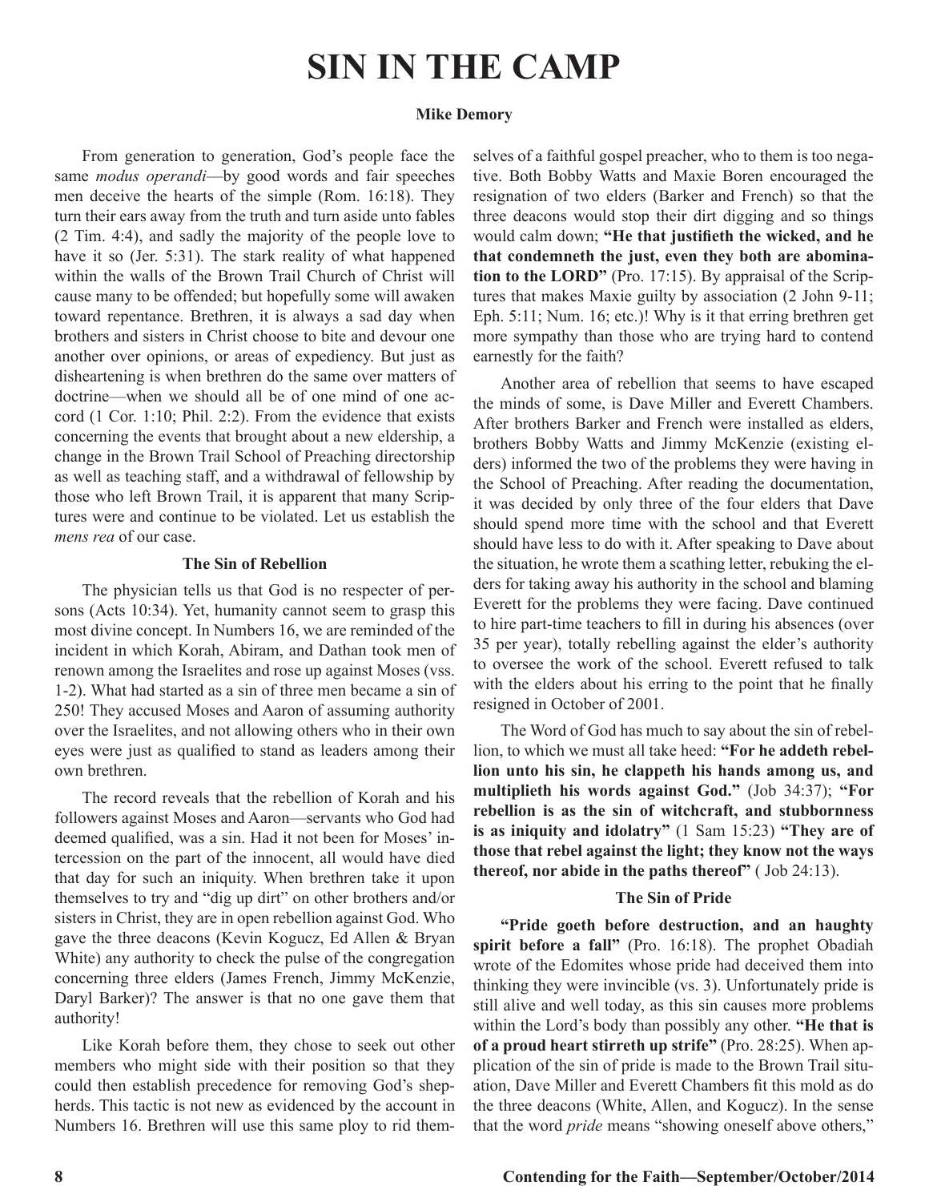# SIN IN THE CAMP

**Mike Demory**

From generation to generation, God's people face the same *modus operandi*—by good words and fair speeches men deceive the hearts of the simple (Rom. 16:18). They turn their ears away from the truth and turn aside unto fables (2 Tim. 4:4), and sadly the majority of the people love to have it so (Jer. 5:31). The stark reality of what happened within the walls of the Brown Trail Church of Christ will cause many to be offended; but hopefully some will awaken toward repentance. Brethren, it is always a sad day when brothers and sisters in Christ choose to bite and devour one another over opinions, or areas of expediency. But just as disheartening is when brethren do the same over matters of doctrine—when we should all be of one mind of one accord (1 Cor. 1:10; Phil. 2:2). From the evidence that exists concerning the events that brought about a new eldership, a change in the Brown Trail School of Preaching directorship as well as teaching staff, and a withdrawal of fellowship by those who left Brown Trail, it is apparent that many Scriptures were and continue to be violated. Let us establish the *mens rea* of our case.

### The Sin of Rebellion

The physician tells us that God is no respecter of persons (Acts 10:34). Yet, humanity cannot seem to grasp this most divine concept. In Numbers 16, we are reminded of the incident in which Korah, Abiram, and Dathan took men of renown among the Israelites and rose up against Moses (vss. 1-2). What had started as a sin of three men became a sin of 250! They accused Moses and Aaron of assuming authority over the Israelites, and not allowing others who in their own eyes were just as qualified to stand as leaders among their own brethren.

The record reveals that the rebellion of Korah and his followers against Moses and Aaron—servants who God had deemed qualified, was a sin. Had it not been for Moses' intercession on the part of the innocent, all would have died that day for such an iniquity. When brethren take it upon themselves to try and "dig up dirt" on other brothers and/or sisters in Christ, they are in open rebellion against God. Who gave the three deacons (Kevin Kogucz, Ed Allen & Bryan White) any authority to check the pulse of the congregation concerning three elders (James French, Jimmy McKenzie, Daryl Barker)? The answer is that no one gave them that authority!

Like Korah before them, they chose to seek out other members who might side with their position so that they could then establish precedence for removing God's shepherds. This tactic is not new as evidenced by the account in Numbers 16. Brethren will use this same ploy to rid themselves of a faithful gospel preacher, who to them is too negative. Both Bobby Watts and Maxie Boren encouraged the resignation of two elders (Barker and French) so that the three deacons would stop their dirt digging and so things would calm down; **"He that justifieth the wicked, and he that condemneth the just, even they both are abomination to the LORD"** (Pro. 17:15). By appraisal of the Scriptures that makes Maxie guilty by association (2 John 9-11; Eph. 5:11; Num. 16; etc.)! Why is it that erring brethren get more sympathy than those who are trying hard to contend earnestly for the faith?

Another area of rebellion that seems to have escaped the minds of some, is Dave Miller and Everett Chambers. After brothers Barker and French were installed as elders, brothers Bobby Watts and Jimmy McKenzie (existing elders) informed the two of the problems they were having in the School of Preaching. After reading the documentation, it was decided by only three of the four elders that Dave should spend more time with the school and that Everett should have less to do with it. After speaking to Dave about the situation, he wrote them a scathing letter, rebuking the elders for taking away his authority in the school and blaming Everett for the problems they were facing. Dave continued to hire part-time teachers to fill in during his absences (over 35 per year), totally rebelling against the elder's authority to oversee the work of the school. Everett refused to talk with the elders about his erring to the point that he finally resigned in October of 2001.

The Word of God has much to say about the sin of rebellion, to which we must all take heed: **"For he addeth rebellion unto his sin, he clappeth his hands among us, and multiplieth his words against God."** (Job 34:37); **"For rebellion is as the sin of witchcraft, and stubbornness is as iniquity and idolatry"** (1 Sam 15:23) **"They are of those that rebel against the light; they know not the ways thereof, nor abide in the paths thereof"** ( Job 24:13).

### The Sin of Pride

**"Pride goeth before destruction, and an haughty spirit before a fall"** (Pro. 16:18). The prophet Obadiah wrote of the Edomites whose pride had deceived them into thinking they were invincible (vs. 3). Unfortunately pride is still alive and well today, as this sin causes more problems within the Lord's body than possibly any other. **"He that is of a proud heart stirreth up strife"** (Pro. 28:25). When application of the sin of pride is made to the Brown Trail situation, Dave Miller and Everett Chambers fit this mold as do the three deacons (White, Allen, and Kogucz). In the sense that the word *pride* means "showing oneself above others,"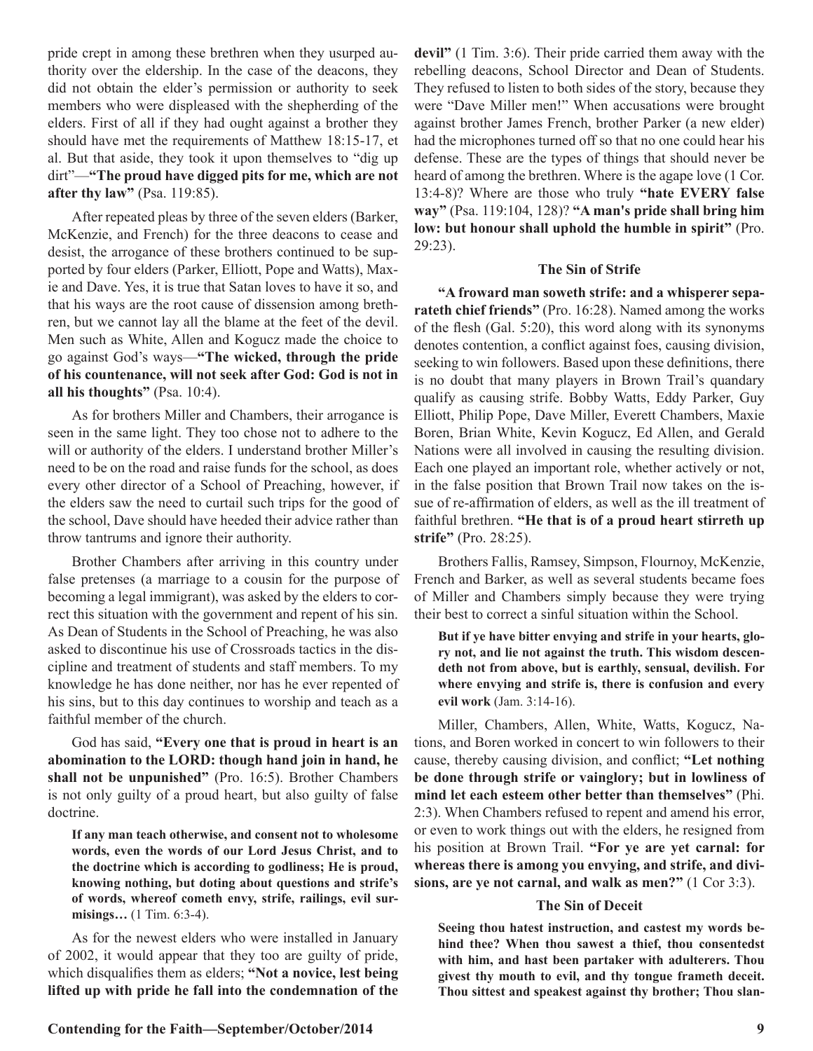pride crept in among these brethren when they usurped authority over the eldership. In the case of the deacons, they did not obtain the elder's permission or authority to seek members who were displeased with the shepherding of the elders. First of all if they had ought against a brother they should have met the requirements of Matthew 18:15-17, et al. But that aside, they took it upon themselves to "dig up dirt"—**"The proud have digged pits for me, which are not after thy law"** (Psa. 119:85).

After repeated pleas by three of the seven elders (Barker, McKenzie, and French) for the three deacons to cease and desist, the arrogance of these brothers continued to be supported by four elders (Parker, Elliott, Pope and Watts), Maxie and Dave. Yes, it is true that Satan loves to have it so, and that his ways are the root cause of dissension among brethren, but we cannot lay all the blame at the feet of the devil. Men such as White, Allen and Kogucz made the choice to go against God's ways—**"The wicked, through the pride of his countenance, will not seek after God: God is not in all his thoughts"** (Psa. 10:4).

As for brothers Miller and Chambers, their arrogance is seen in the same light. They too chose not to adhere to the will or authority of the elders. I understand brother Miller's need to be on the road and raise funds for the school, as does every other director of a School of Preaching, however, if the elders saw the need to curtail such trips for the good of the school, Dave should have heeded their advice rather than throw tantrums and ignore their authority.

Brother Chambers after arriving in this country under false pretenses (a marriage to a cousin for the purpose of becoming a legal immigrant), was asked by the elders to correct this situation with the government and repent of his sin. As Dean of Students in the School of Preaching, he was also asked to discontinue his use of Crossroads tactics in the discipline and treatment of students and staff members. To my knowledge he has done neither, nor has he ever repented of his sins, but to this day continues to worship and teach as a faithful member of the church.

God has said, **"Every one that is proud in heart is an abomination to the LORD: though hand join in hand, he shall not be unpunished"** (Pro. 16:5). Brother Chambers is not only guilty of a proud heart, but also guilty of false doctrine.

> **If any man teach otherwise, and consent not to wholesome words, even the words of our Lord Jesus Christ, and to the doctrine which is according to godliness; He is proud, knowing nothing, but doting about questions and strife's of words, whereof cometh envy, strife, railings, evil surmisings…** (1 Tim. 6:3-4).

As for the newest elders who were installed in January of 2002, it would appear that they too are guilty of pride, which disqualifies them as elders; **"Not a novice, lest being lifted up with pride he fall into the condemnation of the devil"** (1 Tim. 3:6). Their pride carried them away with the rebelling deacons, School Director and Dean of Students. They refused to listen to both sides of the story, because they were "Dave Miller men!" When accusations were brought against brother James French, brother Parker (a new elder) had the microphones turned off so that no one could hear his defense. These are the types of things that should never be heard of among the brethren. Where is the agape love (1 Cor. 13:4-8)? Where are those who truly **"hate EVERY false way"** (Psa. 119:104, 128)? **"A man's pride shall bring him low: but honour shall uphold the humble in spirit"** (Pro. 29:23).

### The Sin of Strife

**"A froward man soweth strife: and a whisperer separateth chief friends"** (Pro. 16:28). Named among the works of the flesh (Gal. 5:20), this word along with its synonyms denotes contention, a conflict against foes, causing division, seeking to win followers. Based upon these definitions, there is no doubt that many players in Brown Trail's quandary qualify as causing strife. Bobby Watts, Eddy Parker, Guy Elliott, Philip Pope, Dave Miller, Everett Chambers, Maxie Boren, Brian White, Kevin Kogucz, Ed Allen, and Gerald Nations were all involved in causing the resulting division. Each one played an important role, whether actively or not, in the false position that Brown Trail now takes on the issue of re-affirmation of elders, as well as the ill treatment of faithful brethren. **"He that is of a proud heart stirreth up strife"** (Pro. 28:25).

Brothers Fallis, Ramsey, Simpson, Flournoy, McKenzie, French and Barker, as well as several students became foes of Miller and Chambers simply because they were trying their best to correct a sinful situation within the School.

> **But if ye have bitter envying and strife in your hearts, glory not, and lie not against the truth. This wisdom descendeth not from above, but is earthly, sensual, devilish. For where envying and strife is, there is confusion and every evil work** (Jam. 3:14-16).

Miller, Chambers, Allen, White, Watts, Kogucz, Nations, and Boren worked in concert to win followers to their cause, thereby causing division, and conflict; **"Let nothing be done through strife or vainglory; but in lowliness of mind let each esteem other better than themselves"** (Phi. 2:3). When Chambers refused to repent and amend his error, or even to work things out with the elders, he resigned from his position at Brown Trail. **"For ye are yet carnal: for whereas there is among you envying, and strife, and divisions, are ye not carnal, and walk as men?"** (1 Cor 3:3).

### The Sin of Deceit

> **Seeing thou hatest instruction, and castest my words behind thee? When thou sawest a thief, thou consentedst with him, and hast been partaker with adulterers. Thou givest thy mouth to evil, and thy tongue frameth deceit. Thou sittest and speakest against thy brother; Thou slan-**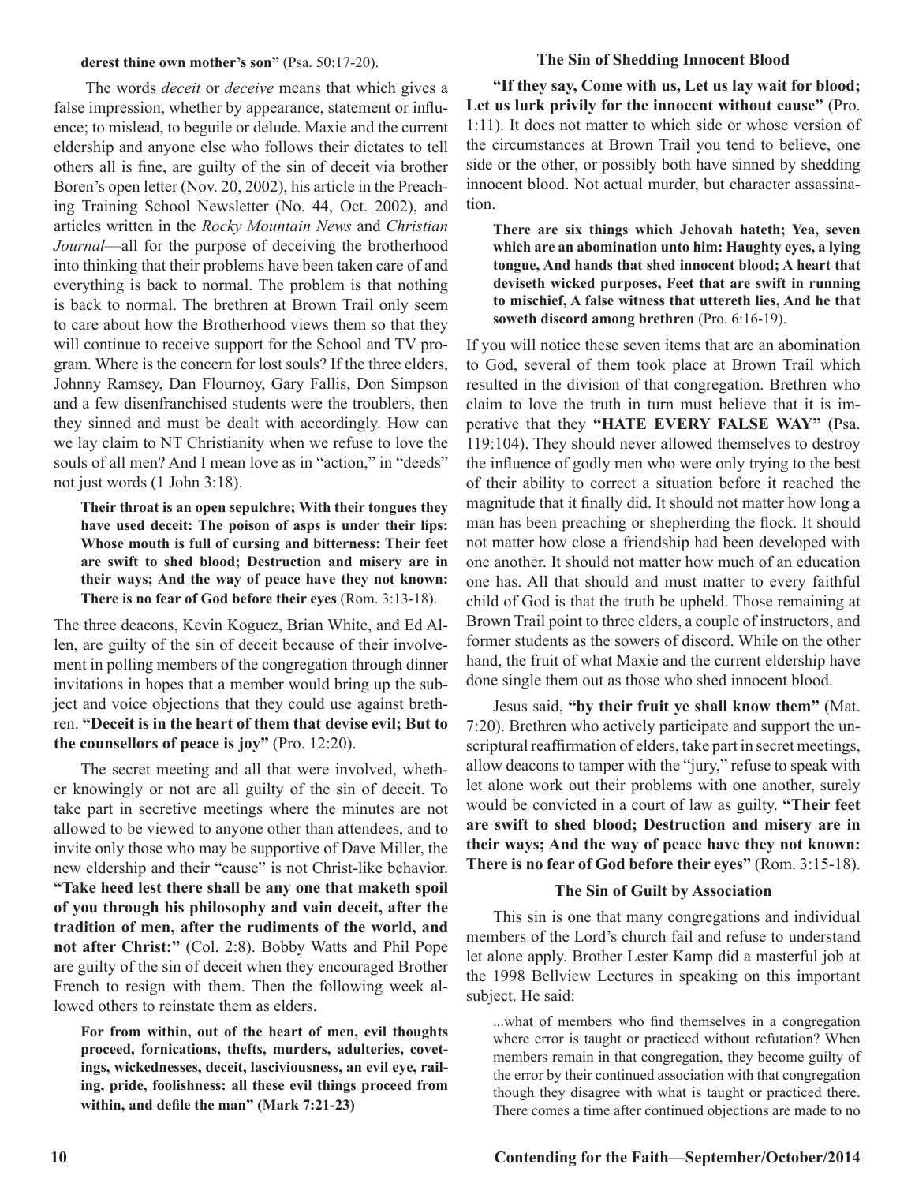**derest thine own mother's son"** (Psa. 50:17-20).

The words *deceit* or *deceive* means that which gives a false impression, whether by appearance, statement or influence; to mislead, to beguile or delude. Maxie and the current eldership and anyone else who follows their dictates to tell others all is fine, are guilty of the sin of deceit via brother Boren's open letter (Nov. 20, 2002), his article in the Preaching Training School Newsletter (No. 44, Oct. 2002), and articles written in the *Rocky Mountain News* and *Christian Journal*—all for the purpose of deceiving the brotherhood into thinking that their problems have been taken care of and everything is back to normal. The problem is that nothing is back to normal. The brethren at Brown Trail only seem to care about how the Brotherhood views them so that they will continue to receive support for the School and TV program. Where is the concern for lost souls? If the three elders, Johnny Ramsey, Dan Flournoy, Gary Fallis, Don Simpson and a few disenfranchised students were the troublers, then they sinned and must be dealt with accordingly. How can we lay claim to NT Christianity when we refuse to love the souls of all men? And I mean love as in "action," in "deeds" not just words (1 John 3:18).

> **Their throat is an open sepulchre; With their tongues they have used deceit: The poison of asps is under their lips: Whose mouth is full of cursing and bitterness: Their feet are swift to shed blood; Destruction and misery are in their ways; And the way of peace have they not known: There is no fear of God before their eyes** (Rom. 3:13-18).

The three deacons, Kevin Kogucz, Brian White, and Ed Allen, are guilty of the sin of deceit because of their involvement in polling members of the congregation through dinner invitations in hopes that a member would bring up the subject and voice objections that they could use against brethren. **"Deceit is in the heart of them that devise evil; But to the counsellors of peace is joy"** (Pro. 12:20).

The secret meeting and all that were involved, whether knowingly or not are all guilty of the sin of deceit. To take part in secretive meetings where the minutes are not allowed to be viewed to anyone other than attendees, and to invite only those who may be supportive of Dave Miller, the new eldership and their "cause" is not Christ-like behavior. **"Take heed lest there shall be any one that maketh spoil of you through his philosophy and vain deceit, after the tradition of men, after the rudiments of the world, and not after Christ:"** (Col. 2:8). Bobby Watts and Phil Pope are guilty of the sin of deceit when they encouraged Brother French to resign with them. Then the following week allowed others to reinstate them as elders.

> **For from within, out of the heart of men, evil thoughts proceed, fornications, thefts, murders, adulteries, covetings, wickednesses, deceit, lasciviousness, an evil eye, railing, pride, foolishness: all these evil things proceed from within, and defile the man" (Mark 7:21-23)**

### The Sin of Shedding Innocent Blood

**"If they say, Come with us, Let us lay wait for blood; Let us lurk privily for the innocent without cause"** (Pro. 1:11). It does not matter to which side or whose version of the circumstances at Brown Trail you tend to believe, one side or the other, or possibly both have sinned by shedding innocent blood. Not actual murder, but character assassination.

> **There are six things which Jehovah hateth; Yea, seven which are an abomination unto him: Haughty eyes, a lying tongue, And hands that shed innocent blood; A heart that deviseth wicked purposes, Feet that are swift in running to mischief, A false witness that uttereth lies, And he that soweth discord among brethren** (Pro. 6:16-19).

If you will notice these seven items that are an abomination to God, several of them took place at Brown Trail which resulted in the division of that congregation. Brethren who claim to love the truth in turn must believe that it is imperative that they **"HATE EVERY FALSE WAY"** (Psa. 119:104). They should never allowed themselves to destroy the influence of godly men who were only trying to the best of their ability to correct a situation before it reached the magnitude that it finally did. It should not matter how long a man has been preaching or shepherding the flock. It should not matter how close a friendship had been developed with one another. It should not matter how much of an education one has. All that should and must matter to every faithful child of God is that the truth be upheld. Those remaining at Brown Trail point to three elders, a couple of instructors, and former students as the sowers of discord. While on the other hand, the fruit of what Maxie and the current eldership have done single them out as those who shed innocent blood.

Jesus said, **"by their fruit ye shall know them"** (Mat. 7:20). Brethren who actively participate and support the unscriptural reaffirmation of elders, take part in secret meetings, allow deacons to tamper with the "jury," refuse to speak with let alone work out their problems with one another, surely would be convicted in a court of law as guilty. **"Their feet are swift to shed blood; Destruction and misery are in their ways; And the way of peace have they not known: There is no fear of God before their eyes"** (Rom. 3:15-18).

### The Sin of Guilt by Association

This sin is one that many congregations and individual members of the Lord's church fail and refuse to understand let alone apply. Brother Lester Kamp did a masterful job at the 1998 Bellview Lectures in speaking on this important subject. He said:

> ...what of members who find themselves in a congregation where error is taught or practiced without refutation? When members remain in that congregation, they become guilty of the error by their continued association with that congregation though they disagree with what is taught or practiced there. There comes a time after continued objections are made to no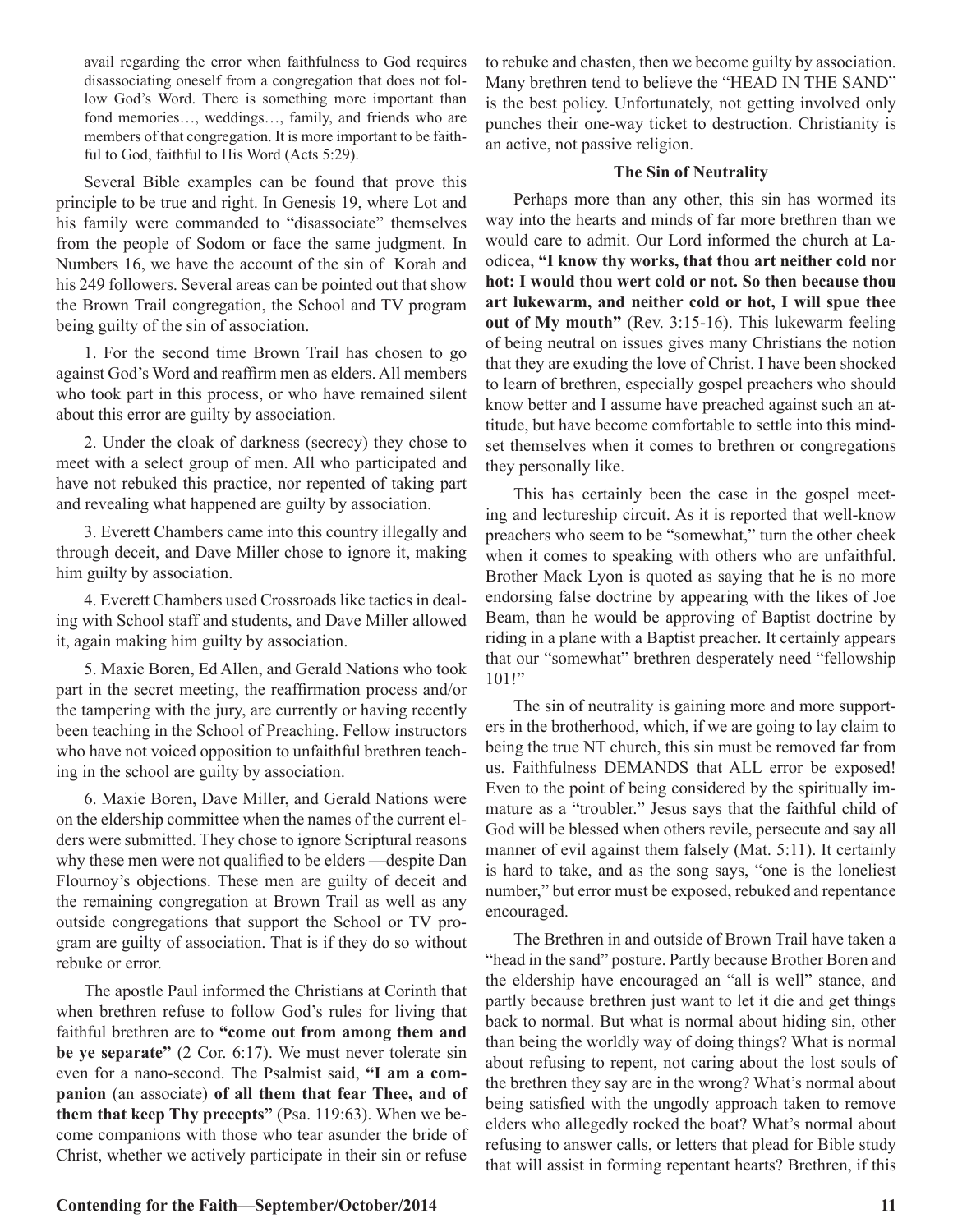avail regarding the error when faithfulness to God requires disassociating oneself from a congregation that does not follow God's Word. There is something more important than fond memories…, weddings…, family, and friends who are members of that congregation. It is more important to be faithful to God, faithful to His Word (Acts 5:29).

Several Bible examples can be found that prove this principle to be true and right. In Genesis 19, where Lot and his family were commanded to "disassociate" themselves from the people of Sodom or face the same judgment. In Numbers 16, we have the account of the sin of Korah and his 249 followers. Several areas can be pointed out that show the Brown Trail congregation, the School and TV program being guilty of the sin of association.

1. For the second time Brown Trail has chosen to go against God's Word and reaffirm men as elders. All members who took part in this process, or who have remained silent about this error are guilty by association.

2. Under the cloak of darkness (secrecy) they chose to meet with a select group of men. All who participated and have not rebuked this practice, nor repented of taking part and revealing what happened are guilty by association.

3. Everett Chambers came into this country illegally and through deceit, and Dave Miller chose to ignore it, making him guilty by association.

4. Everett Chambers used Crossroads like tactics in dealing with School staff and students, and Dave Miller allowed it, again making him guilty by association.

5. Maxie Boren, Ed Allen, and Gerald Nations who took part in the secret meeting, the reaffirmation process and/or the tampering with the jury, are currently or having recently been teaching in the School of Preaching. Fellow instructors who have not voiced opposition to unfaithful brethren teaching in the school are guilty by association.

6. Maxie Boren, Dave Miller, and Gerald Nations were on the eldership committee when the names of the current elders were submitted. They chose to ignore Scriptural reasons why these men were not qualified to be elders —despite Dan Flournoy's objections. These men are guilty of deceit and the remaining congregation at Brown Trail as well as any outside congregations that support the School or TV program are guilty of association. That is if they do so without rebuke or error.

The apostle Paul informed the Christians at Corinth that when brethren refuse to follow God's rules for living that faithful brethren are to **"come out from among them and be ye separate"** (2 Cor. 6:17). We must never tolerate sin even for a nano-second. The Psalmist said, **"I am a companion** (an associate) **of all them that fear Thee, and of them that keep Thy precepts"** (Psa. 119:63). When we become companions with those who tear asunder the bride of Christ, whether we actively participate in their sin or refuse to rebuke and chasten, then we become guilty by association. Many brethren tend to believe the "HEAD IN THE SAND" is the best policy. Unfortunately, not getting involved only punches their one-way ticket to destruction. Christianity is an active, not passive religion.

**The Sin of Neutrality**

Perhaps more than any other, this sin has wormed its way into the hearts and minds of far more brethren than we would care to admit. Our Lord informed the church at Laodicea, **"I know thy works, that thou art neither cold nor hot: I would thou wert cold or not. So then because thou art lukewarm, and neither cold or hot, I will spue thee out of My mouth"** (Rev. 3:15-16). This lukewarm feeling of being neutral on issues gives many Christians the notion that they are exuding the love of Christ. I have been shocked to learn of brethren, especially gospel preachers who should know better and I assume have preached against such an attitude, but have become comfortable to settle into this mindset themselves when it comes to brethren or congregations they personally like.

This has certainly been the case in the gospel meeting and lectureship circuit. As it is reported that well-know preachers who seem to be "somewhat," turn the other cheek when it comes to speaking with others who are unfaithful. Brother Mack Lyon is quoted as saying that he is no more endorsing false doctrine by appearing with the likes of Joe Beam, than he would be approving of Baptist doctrine by riding in a plane with a Baptist preacher. It certainly appears that our "somewhat" brethren desperately need "fellowship 101!"

The sin of neutrality is gaining more and more supporters in the brotherhood, which, if we are going to lay claim to being the true NT church, this sin must be removed far from us. Faithfulness DEMANDS that ALL error be exposed! Even to the point of being considered by the spiritually immature as a "troubler." Jesus says that the faithful child of God will be blessed when others revile, persecute and say all manner of evil against them falsely (Mat. 5:11). It certainly is hard to take, and as the song says, "one is the loneliest number," but error must be exposed, rebuked and repentance encouraged.

The Brethren in and outside of Brown Trail have taken a "head in the sand" posture. Partly because Brother Boren and the eldership have encouraged an "all is well" stance, and partly because brethren just want to let it die and get things back to normal. But what is normal about hiding sin, other than being the worldly way of doing things? What is normal about refusing to repent, not caring about the lost souls of the brethren they say are in the wrong? What's normal about being satisfied with the ungodly approach taken to remove elders who allegedly rocked the boat? What's normal about refusing to answer calls, or letters that plead for Bible study that will assist in forming repentant hearts? Brethren, if this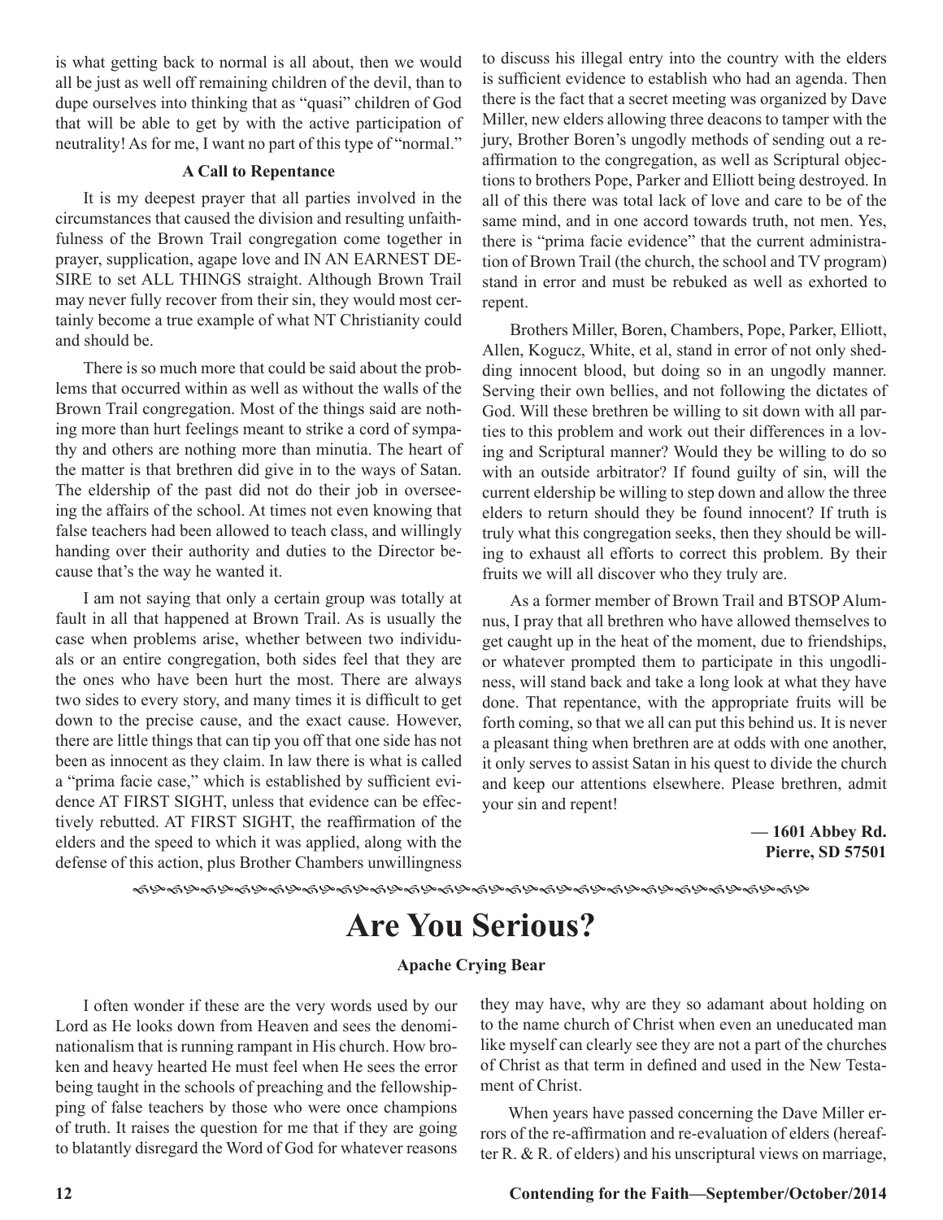is what getting back to normal is all about, then we would all be just as well off remaining children of the devil, than to dupe ourselves into thinking that as "quasi" children of God that will be able to get by with the active participation of neutrality! As for me, I want no part of this type of "normal."

**A Call to Repentance**

It is my deepest prayer that all parties involved in the circumstances that caused the division and resulting unfaithfulness of the Brown Trail congregation come together in prayer, supplication, agape love and IN AN EARNEST DESIRE to set ALL THINGS straight. Although Brown Trail may never fully recover from their sin, they would most certainly become a true example of what NT Christianity could and should be.

There is so much more that could be said about the problems that occurred within as well as without the walls of the Brown Trail congregation. Most of the things said are nothing more than hurt feelings meant to strike a cord of sympathy and others are nothing more than minutia. The heart of the matter is that brethren did give in to the ways of Satan. The eldership of the past did not do their job in overseeing the affairs of the school. At times not even knowing that false teachers had been allowed to teach class, and willingly handing over their authority and duties to the Director because that's the way he wanted it.

I am not saying that only a certain group was totally at fault in all that happened at Brown Trail. As is usually the case when problems arise, whether between two individuals or an entire congregation, both sides feel that they are the ones who have been hurt the most. There are always two sides to every story, and many times it is difficult to get down to the precise cause, and the exact cause. However, there are little things that can tip you off that one side has not been as innocent as they claim. In law there is what is called a "prima facie case," which is established by sufficient evidence AT FIRST SIGHT, unless that evidence can be effectively rebutted. AT FIRST SIGHT, the reaffirmation of the elders and the speed to which it was applied, along with the defense of this action, plus Brother Chambers unwillingness to discuss his illegal entry into the country with the elders is sufficient evidence to establish who had an agenda. Then there is the fact that a secret meeting was organized by Dave Miller, new elders allowing three deacons to tamper with the jury, Brother Boren's ungodly methods of sending out a reaffirmation to the congregation, as well as Scriptural objections to brothers Pope, Parker and Elliott being destroyed. In all of this there was total lack of love and care to be of the same mind, and in one accord towards truth, not men. Yes, there is "prima facie evidence" that the current administration of Brown Trail (the church, the school and TV program) stand in error and must be rebuked as well as exhorted to repent.

Brothers Miller, Boren, Chambers, Pope, Parker, Elliott, Allen, Kogucz, White, et al, stand in error of not only shedding innocent blood, but doing so in an ungodly manner. Serving their own bellies, and not following the dictates of God. Will these brethren be willing to sit down with all parties to this problem and work out their differences in a loving and Scriptural manner? Would they be willing to do so with an outside arbitrator? If found guilty of sin, will the current eldership be willing to step down and allow the three elders to return should they be found innocent? If truth is truly what this congregation seeks, then they should be willing to exhaust all efforts to correct this problem. By their fruits we will all discover who they truly are.

As a former member of Brown Trail and BTSOP Alumnus, I pray that all brethren who have allowed themselves to get caught up in the heat of the moment, due to friendships, or whatever prompted them to participate in this ungodliness, will stand back and take a long look at what they have done. That repentance, with the appropriate fruits will be forth coming, so that we all can put this behind us. It is never a pleasant thing when brethren are at odds with one another, it only serves to assist Satan in his quest to divide the church and keep our attentions elsewhere. Please brethren, admit your sin and repent!

**— 1601 Abbey Rd.**
**Pierre, SD 57501**

# Are You Serious?

**Apache Crying Bear**

I often wonder if these are the very words used by our Lord as He looks down from Heaven and sees the denominationalism that is running rampant in His church. How broken and heavy hearted He must feel when He sees the error being taught in the schools of preaching and the fellowshipping of false teachers by those who were once champions of truth. It raises the question for me that if they are going to blatantly disregard the Word of God for whatever reasons they may have, why are they so adamant about holding on to the name church of Christ when even an uneducated man like myself can clearly see they are not a part of the churches of Christ as that term in defined and used in the New Testament of Christ.

When years have passed concerning the Dave Miller errors of the re-affirmation and re-evaluation of elders (hereafter R. & R. of elders) and his unscriptural views on marriage,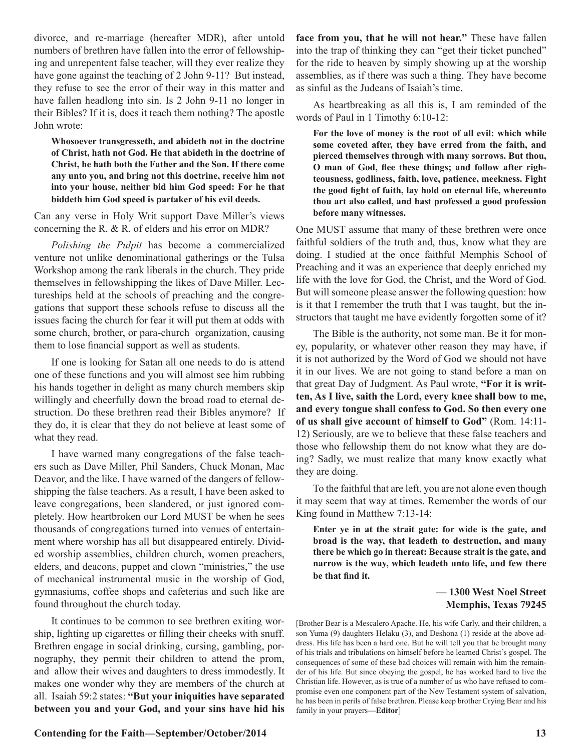divorce, and re-marriage (hereafter MDR), after untold numbers of brethren have fallen into the error of fellowshipping and unrepentent false teacher, will they ever realize they have gone against the teaching of 2 John 9-11? But instead, they refuse to see the error of their way in this matter and have fallen headlong into sin. Is 2 John 9-11 no longer in their Bibles? If it is, does it teach them nothing? The apostle John wrote:

> **Whosoever transgresseth, and abideth not in the doctrine of Christ, hath not God. He that abideth in the doctrine of Christ, he hath both the Father and the Son. If there come any unto you, and bring not this doctrine, receive him not into your house, neither bid him God speed: For he that biddeth him God speed is partaker of his evil deeds.**

Can any verse in Holy Writ support Dave Miller's views concerning the R. & R. of elders and his error on MDR?

*Polishing the Pulpit* has become a commercialized venture not unlike denominational gatherings or the Tulsa Workshop among the rank liberals in the church. They pride themselves in fellowshipping the likes of Dave Miller. Lectureships held at the schools of preaching and the congregations that support these schools refuse to discuss all the issues facing the church for fear it will put them at odds with some church, brother, or para-church organization, causing them to lose financial support as well as students.

If one is looking for Satan all one needs to do is attend one of these functions and you will almost see him rubbing his hands together in delight as many church members skip willingly and cheerfully down the broad road to eternal destruction. Do these brethren read their Bibles anymore? If they do, it is clear that they do not believe at least some of what they read.

I have warned many congregations of the false teachers such as Dave Miller, Phil Sanders, Chuck Monan, Mac Deavor, and the like. I have warned of the dangers of fellowshipping the false teachers. As a result, I have been asked to leave congregations, been slandered, or just ignored completely. How heartbroken our Lord MUST be when he sees thousands of congregations turned into venues of entertainment where worship has all but disappeared entirely. Divided worship assemblies, children church, women preachers, elders, and deacons, puppet and clown "ministries," the use of mechanical instrumental music in the worship of God, gymnasiums, coffee shops and cafeterias and such like are found throughout the church today.

It continues to be common to see brethren exiting worship, lighting up cigarettes or filling their cheeks with snuff. Brethren engage in social drinking, cursing, gambling, pornography, they permit their children to attend the prom, and allow their wives and daughters to dress immodestly. It makes one wonder why they are members of the church at all. Isaiah 59:2 states: **"But your iniquities have separated between you and your God, and your sins have hid his face from you, that he will not hear."** These have fallen into the trap of thinking they can "get their ticket punched" for the ride to heaven by simply showing up at the worship assemblies, as if there was such a thing. They have become as sinful as the Judeans of Isaiah's time.

As heartbreaking as all this is, I am reminded of the words of Paul in 1 Timothy 6:10-12:

> **For the love of money is the root of all evil: which while some coveted after, they have erred from the faith, and pierced themselves through with many sorrows. But thou, O man of God, flee these things; and follow after righteousness, godliness, faith, love, patience, meekness. Fight the good fight of faith, lay hold on eternal life, whereunto thou art also called, and hast professed a good profession before many witnesses.**

One MUST assume that many of these brethren were once faithful soldiers of the truth and, thus, know what they are doing. I studied at the once faithful Memphis School of Preaching and it was an experience that deeply enriched my life with the love for God, the Christ, and the Word of God. But will someone please answer the following question: how is it that I remember the truth that I was taught, but the instructors that taught me have evidently forgotten some of it?

The Bible is the authority, not some man. Be it for money, popularity, or whatever other reason they may have, if it is not authorized by the Word of God we should not have it in our lives. We are not going to stand before a man on that great Day of Judgment. As Paul wrote, **"For it is written, As I live, saith the Lord, every knee shall bow to me, and every tongue shall confess to God. So then every one of us shall give account of himself to God"** (Rom. 14:11-12) Seriously, are we to believe that these false teachers and those who fellowship them do not know what they are doing? Sadly, we must realize that many know exactly what they are doing.

To the faithful that are left, you are not alone even though it may seem that way at times. Remember the words of our King found in Matthew 7:13-14:

> **Enter ye in at the strait gate: for wide is the gate, and broad is the way, that leadeth to destruction, and many there be which go in thereat: Because strait is the gate, and narrow is the way, which leadeth unto life, and few there be that find it.**

**— 1300 West Noel Street**
**Memphis, Texas 79245**

[Brother Bear is a Mescalero Apache. He, his wife Carly, and their children, a son Yuma (9) daughters Helaku (3), and Deshona (1) reside at the above address. His life has been a hard one. But he will tell you that he brought many of his trials and tribulations on himself before he learned Christ's gospel. The consequences of some of these bad choices will remain with him the remainder of his life. But since obeying the gospel, he has worked hard to live the Christian life. However, as is true of a number of us who have refused to compromise even one component part of the New Testament system of salvation, he has been in perils of false brethren. Please keep brother Crying Bear and his family in your prayers—**Editor**]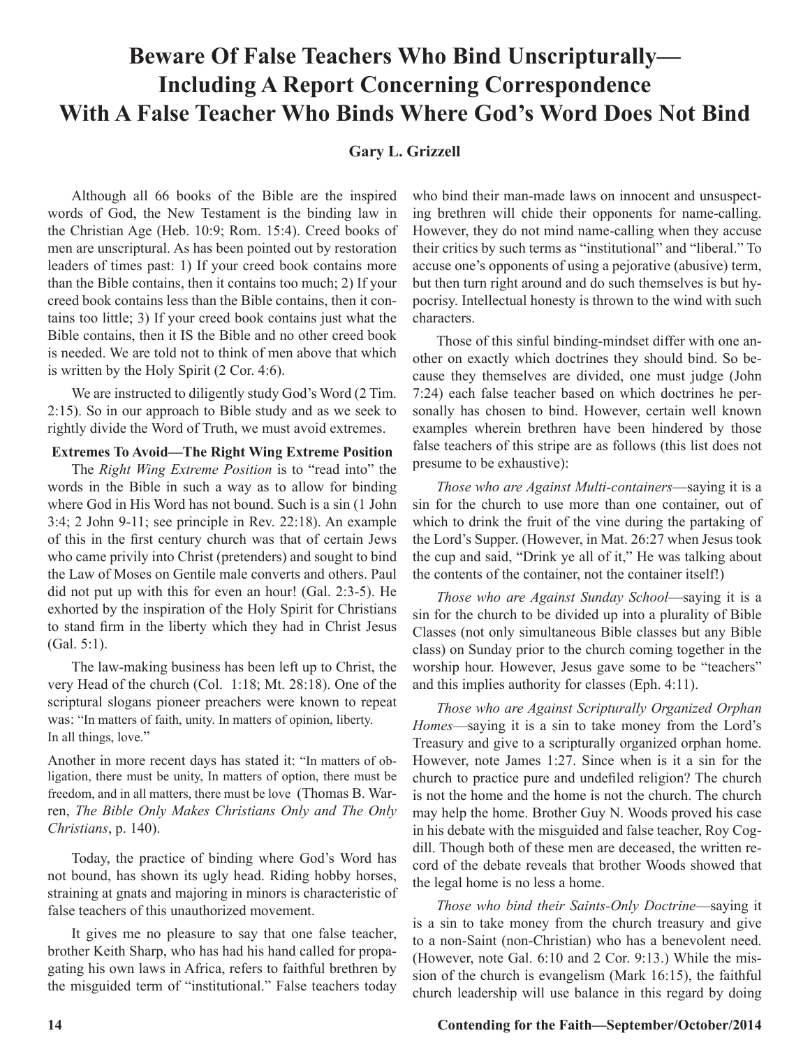# Beware Of False Teachers Who Bind Unscripturally—Including A Report Concerning Correspondence With A False Teacher Who Binds Where God's Word Does Not Bind

**Gary L. Grizzell**

Although all 66 books of the Bible are the inspired words of God, the New Testament is the binding law in the Christian Age (Heb. 10:9; Rom. 15:4). Creed books of men are unscriptural. As has been pointed out by restoration leaders of times past: 1) If your creed book contains more than the Bible contains, then it contains too much; 2) If your creed book contains less than the Bible contains, then it contains too little; 3) If your creed book contains just what the Bible contains, then it IS the Bible and no other creed book is needed. We are told not to think of men above that which is written by the Holy Spirit (2 Cor. 4:6).

We are instructed to diligently study God's Word (2 Tim. 2:15). So in our approach to Bible study and as we seek to rightly divide the Word of Truth, we must avoid extremes.

**Extremes To Avoid—The Right Wing Extreme Position**

The *Right Wing Extreme Position* is to "read into" the words in the Bible in such a way as to allow for binding where God in His Word has not bound. Such is a sin (1 John 3:4; 2 John 9-11; see principle in Rev. 22:18). An example of this in the first century church was that of certain Jews who came privily into Christ (pretenders) and sought to bind the Law of Moses on Gentile male converts and others. Paul did not put up with this for even an hour! (Gal. 2:3-5). He exhorted by the inspiration of the Holy Spirit for Christians to stand firm in the liberty which they had in Christ Jesus (Gal. 5:1).

The law-making business has been left up to Christ, the very Head of the church (Col. 1:18; Mt. 28:18). One of the scriptural slogans pioneer preachers were known to repeat was: "In matters of faith, unity. In matters of opinion, liberty. In all things, love."

Another in more recent days has stated it: "In matters of obligation, there must be unity, In matters of option, there must be freedom, and in all matters, there must be love (Thomas B. Warren, *The Bible Only Makes Christians Only and The Only Christians*, p. 140).

Today, the practice of binding where God's Word has not bound, has shown its ugly head. Riding hobby horses, straining at gnats and majoring in minors is characteristic of false teachers of this unauthorized movement.

It gives me no pleasure to say that one false teacher, brother Keith Sharp, who has had his hand called for propagating his own laws in Africa, refers to faithful brethren by the misguided term of "institutional." False teachers today who bind their man-made laws on innocent and unsuspecting brethren will chide their opponents for name-calling. However, they do not mind name-calling when they accuse their critics by such terms as "institutional" and "liberal." To accuse one's opponents of using a pejorative (abusive) term, but then turn right around and do such themselves is but hypocrisy. Intellectual honesty is thrown to the wind with such characters.

Those of this sinful binding-mindset differ with one another on exactly which doctrines they should bind. So because they themselves are divided, one must judge (John 7:24) each false teacher based on which doctrines he personally has chosen to bind. However, certain well known examples wherein brethren have been hindered by those false teachers of this stripe are as follows (this list does not presume to be exhaustive):

*Those who are Against Multi-containers*—saying it is a sin for the church to use more than one container, out of which to drink the fruit of the vine during the partaking of the Lord's Supper. (However, in Mat. 26:27 when Jesus took the cup and said, "Drink ye all of it," He was talking about the contents of the container, not the container itself!)

*Those who are Against Sunday School*—saying it is a sin for the church to be divided up into a plurality of Bible Classes (not only simultaneous Bible classes but any Bible class) on Sunday prior to the church coming together in the worship hour. However, Jesus gave some to be "teachers" and this implies authority for classes (Eph. 4:11).

*Those who are Against Scripturally Organized Orphan Homes*—saying it is a sin to take money from the Lord's Treasury and give to a scripturally organized orphan home. However, note James 1:27. Since when is it a sin for the church to practice pure and undefiled religion? The church is not the home and the home is not the church. The church may help the home. Brother Guy N. Woods proved his case in his debate with the misguided and false teacher, Roy Cogdill. Though both of these men are deceased, the written record of the debate reveals that brother Woods showed that the legal home is no less a home.

*Those who bind their Saints-Only Doctrine*—saying it is a sin to take money from the church treasury and give to a non-Saint (non-Christian) who has a benevolent need. (However, note Gal. 6:10 and 2 Cor. 9:13.) While the mission of the church is evangelism (Mark 16:15), the faithful church leadership will use balance in this regard by doing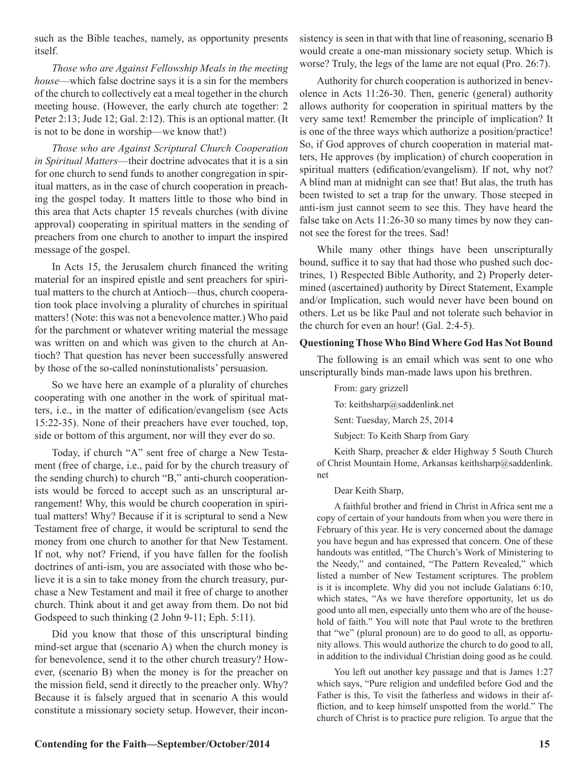such as the Bible teaches, namely, as opportunity presents itself.

*Those who are Against Fellowship Meals in the meeting house*—which false doctrine says it is a sin for the members of the church to collectively eat a meal together in the church meeting house. (However, the early church ate together: 2 Peter 2:13; Jude 12; Gal. 2:12). This is an optional matter. (It is not to be done in worship—we know that!)

*Those who are Against Scriptural Church Cooperation in Spiritual Matters*—their doctrine advocates that it is a sin for one church to send funds to another congregation in spiritual matters, as in the case of church cooperation in preaching the gospel today. It matters little to those who bind in this area that Acts chapter 15 reveals churches (with divine approval) cooperating in spiritual matters in the sending of preachers from one church to another to impart the inspired message of the gospel.

In Acts 15, the Jerusalem church financed the writing material for an inspired epistle and sent preachers for spiritual matters to the church at Antioch—thus, church cooperation took place involving a plurality of churches in spiritual matters! (Note: this was not a benevolence matter.) Who paid for the parchment or whatever writing material the message was written on and which was given to the church at Antioch? That question has never been successfully answered by those of the so-called noninstutionalists' persuasion.

So we have here an example of a plurality of churches cooperating with one another in the work of spiritual matters, i.e., in the matter of edification/evangelism (see Acts 15:22-35). None of their preachers have ever touched, top, side or bottom of this argument, nor will they ever do so.

Today, if church "A" sent free of charge a New Testament (free of charge, i.e., paid for by the church treasury of the sending church) to church "B," anti-church cooperationists would be forced to accept such as an unscriptural arrangement! Why, this would be church cooperation in spiritual matters! Why? Because if it is scriptural to send a New Testament free of charge, it would be scriptural to send the money from one church to another for that New Testament. If not, why not? Friend, if you have fallen for the foolish doctrines of anti-ism, you are associated with those who believe it is a sin to take money from the church treasury, purchase a New Testament and mail it free of charge to another church. Think about it and get away from them. Do not bid Godspeed to such thinking (2 John 9-11; Eph. 5:11).

Did you know that those of this unscriptural binding mind-set argue that (scenario A) when the church money is for benevolence, send it to the other church treasury? However, (scenario B) when the money is for the preacher on the mission field, send it directly to the preacher only. Why? Because it is falsely argued that in scenario A this would constitute a missionary society setup. However, their inconsistency is seen in that with that line of reasoning, scenario B would create a one-man missionary society setup. Which is worse? Truly, the legs of the lame are not equal (Pro. 26:7).

Authority for church cooperation is authorized in benevolence in Acts 11:26-30. Then, generic (general) authority allows authority for cooperation in spiritual matters by the very same text! Remember the principle of implication? It is one of the three ways which authorize a position/practice! So, if God approves of church cooperation in material matters, He approves (by implication) of church cooperation in spiritual matters (edification/evangelism). If not, why not? A blind man at midnight can see that! But alas, the truth has been twisted to set a trap for the unwary. Those steeped in anti-ism just cannot seem to see this. They have heard the false take on Acts 11:26-30 so many times by now they cannot see the forest for the trees. Sad!

While many other things have been unscripturally bound, suffice it to say that had those who pushed such doctrines, 1) Respected Bible Authority, and 2) Properly determined (ascertained) authority by Direct Statement, Example and/or Implication, such would never have been bound on others. Let us be like Paul and not tolerate such behavior in the church for even an hour! (Gal. 2:4-5).

**Questioning Those Who Bind Where God Has Not Bound**

The following is an email which was sent to one who unscripturally binds man-made laws upon his brethren.

> From: gary grizzell
>
> To: keithsharp@saddenlink.net
>
> Sent: Tuesday, March 25, 2014
>
> Subject: To Keith Sharp from Gary
>
> Keith Sharp, preacher & elder Highway 5 South Church of Christ Mountain Home, Arkansas keithsharp@saddenlink.net
>
> Dear Keith Sharp,
>
> A faithful brother and friend in Christ in Africa sent me a copy of certain of your handouts from when you were there in February of this year. He is very concerned about the damage you have begun and has expressed that concern. One of these handouts was entitled, "The Church's Work of Ministering to the Needy," and contained, "The Pattern Revealed," which listed a number of New Testament scriptures. The problem is it is incomplete. Why did you not include Galatians 6:10, which states, "As we have therefore opportunity, let us do good unto all men, especially unto them who are of the household of faith." You will note that Paul wrote to the brethren that "we" (plural pronoun) are to do good to all, as opportunity allows. This would authorize the church to do good to all, in addition to the individual Christian doing good as he could.
>
> You left out another key passage and that is James 1:27 which says, "Pure religion and undefiled before God and the Father is this, To visit the fatherless and widows in their affliction, and to keep himself unspotted from the world." The church of Christ is to practice pure religion. To argue that the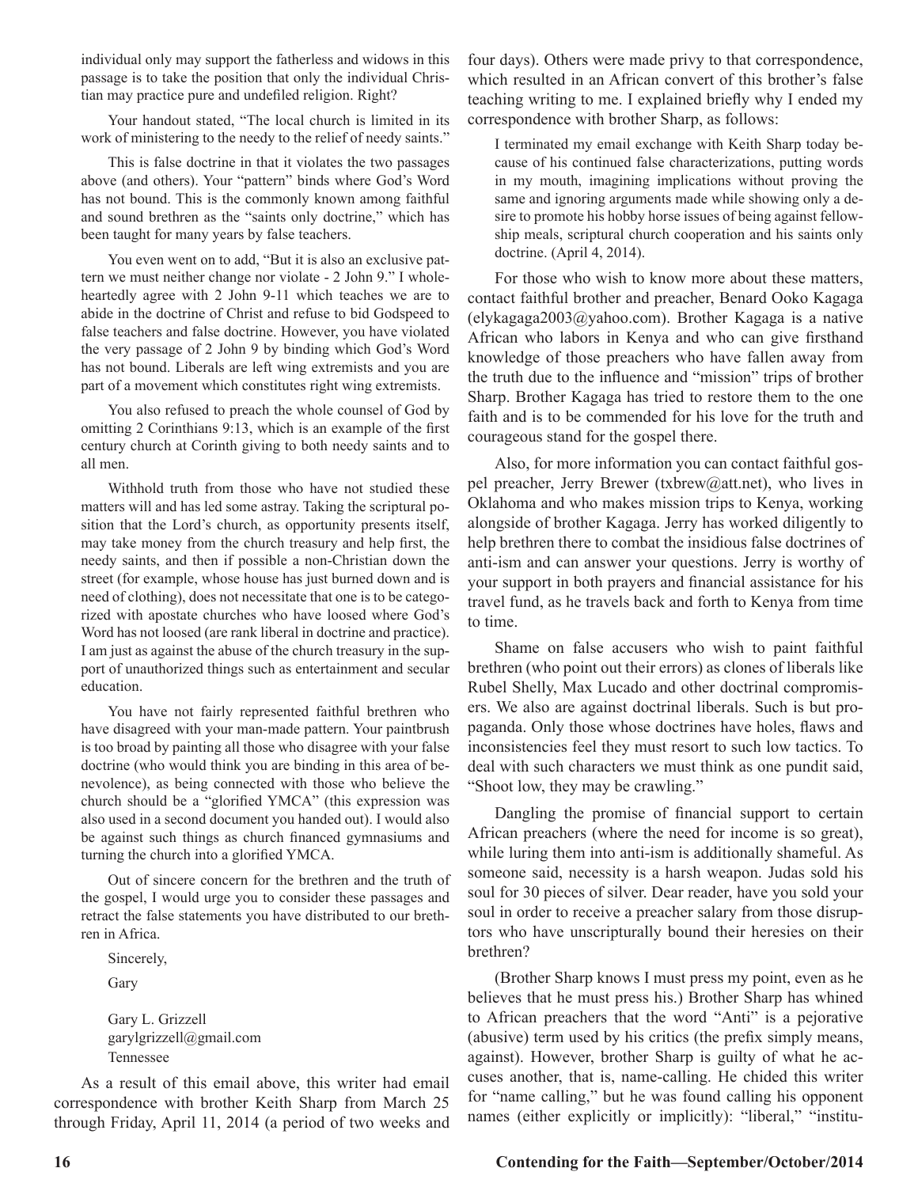individual only may support the fatherless and widows in this passage is to take the position that only the individual Christian may practice pure and undefiled religion. Right?

Your handout stated, "The local church is limited in its work of ministering to the needy to the relief of needy saints."

This is false doctrine in that it violates the two passages above (and others). Your "pattern" binds where God's Word has not bound. This is the commonly known among faithful and sound brethren as the "saints only doctrine," which has been taught for many years by false teachers.

You even went on to add, "But it is also an exclusive pattern we must neither change nor violate - 2 John 9." I wholeheartedly agree with 2 John 9-11 which teaches we are to abide in the doctrine of Christ and refuse to bid Godspeed to false teachers and false doctrine. However, you have violated the very passage of 2 John 9 by binding which God's Word has not bound. Liberals are left wing extremists and you are part of a movement which constitutes right wing extremists.

You also refused to preach the whole counsel of God by omitting 2 Corinthians 9:13, which is an example of the first century church at Corinth giving to both needy saints and to all men.

Withhold truth from those who have not studied these matters will and has led some astray. Taking the scriptural position that the Lord's church, as opportunity presents itself, may take money from the church treasury and help first, the needy saints, and then if possible a non-Christian down the street (for example, whose house has just burned down and is need of clothing), does not necessitate that one is to be categorized with apostate churches who have loosed where God's Word has not loosed (are rank liberal in doctrine and practice). I am just as against the abuse of the church treasury in the support of unauthorized things such as entertainment and secular education.

You have not fairly represented faithful brethren who have disagreed with your man-made pattern. Your paintbrush is too broad by painting all those who disagree with your false doctrine (who would think you are binding in this area of benevolence), as being connected with those who believe the church should be a "glorified YMCA" (this expression was also used in a second document you handed out). I would also be against such things as church financed gymnasiums and turning the church into a glorified YMCA.

Out of sincere concern for the brethren and the truth of the gospel, I would urge you to consider these passages and retract the false statements you have distributed to our brethren in Africa.

Sincerely,

Gary

Gary L. Grizzell
garylgrizzell@gmail.com
Tennessee

As a result of this email above, this writer had email correspondence with brother Keith Sharp from March 25 through Friday, April 11, 2014 (a period of two weeks and four days). Others were made privy to that correspondence, which resulted in an African convert of this brother's false teaching writing to me. I explained briefly why I ended my correspondence with brother Sharp, as follows:

> I terminated my email exchange with Keith Sharp today because of his continued false characterizations, putting words in my mouth, imagining implications without proving the same and ignoring arguments made while showing only a desire to promote his hobby horse issues of being against fellowship meals, scriptural church cooperation and his saints only doctrine. (April 4, 2014).

For those who wish to know more about these matters, contact faithful brother and preacher, Benard Ooko Kagaga (elykagaga2003@yahoo.com). Brother Kagaga is a native African who labors in Kenya and who can give firsthand knowledge of those preachers who have fallen away from the truth due to the influence and "mission" trips of brother Sharp. Brother Kagaga has tried to restore them to the one faith and is to be commended for his love for the truth and courageous stand for the gospel there.

Also, for more information you can contact faithful gospel preacher, Jerry Brewer (txbrew@att.net), who lives in Oklahoma and who makes mission trips to Kenya, working alongside of brother Kagaga. Jerry has worked diligently to help brethren there to combat the insidious false doctrines of anti-ism and can answer your questions. Jerry is worthy of your support in both prayers and financial assistance for his travel fund, as he travels back and forth to Kenya from time to time.

Shame on false accusers who wish to paint faithful brethren (who point out their errors) as clones of liberals like Rubel Shelly, Max Lucado and other doctrinal compromisers. We also are against doctrinal liberals. Such is but propaganda. Only those whose doctrines have holes, flaws and inconsistencies feel they must resort to such low tactics. To deal with such characters we must think as one pundit said, "Shoot low, they may be crawling."

Dangling the promise of financial support to certain African preachers (where the need for income is so great), while luring them into anti-ism is additionally shameful. As someone said, necessity is a harsh weapon. Judas sold his soul for 30 pieces of silver. Dear reader, have you sold your soul in order to receive a preacher salary from those disruptors who have unscripturally bound their heresies on their brethren?

(Brother Sharp knows I must press my point, even as he believes that he must press his.) Brother Sharp has whined to African preachers that the word "Anti" is a pejorative (abusive) term used by his critics (the prefix simply means, against). However, brother Sharp is guilty of what he accuses another, that is, name-calling. He chided this writer for "name calling," but he was found calling his opponent names (either explicitly or implicitly): "liberal," "institu-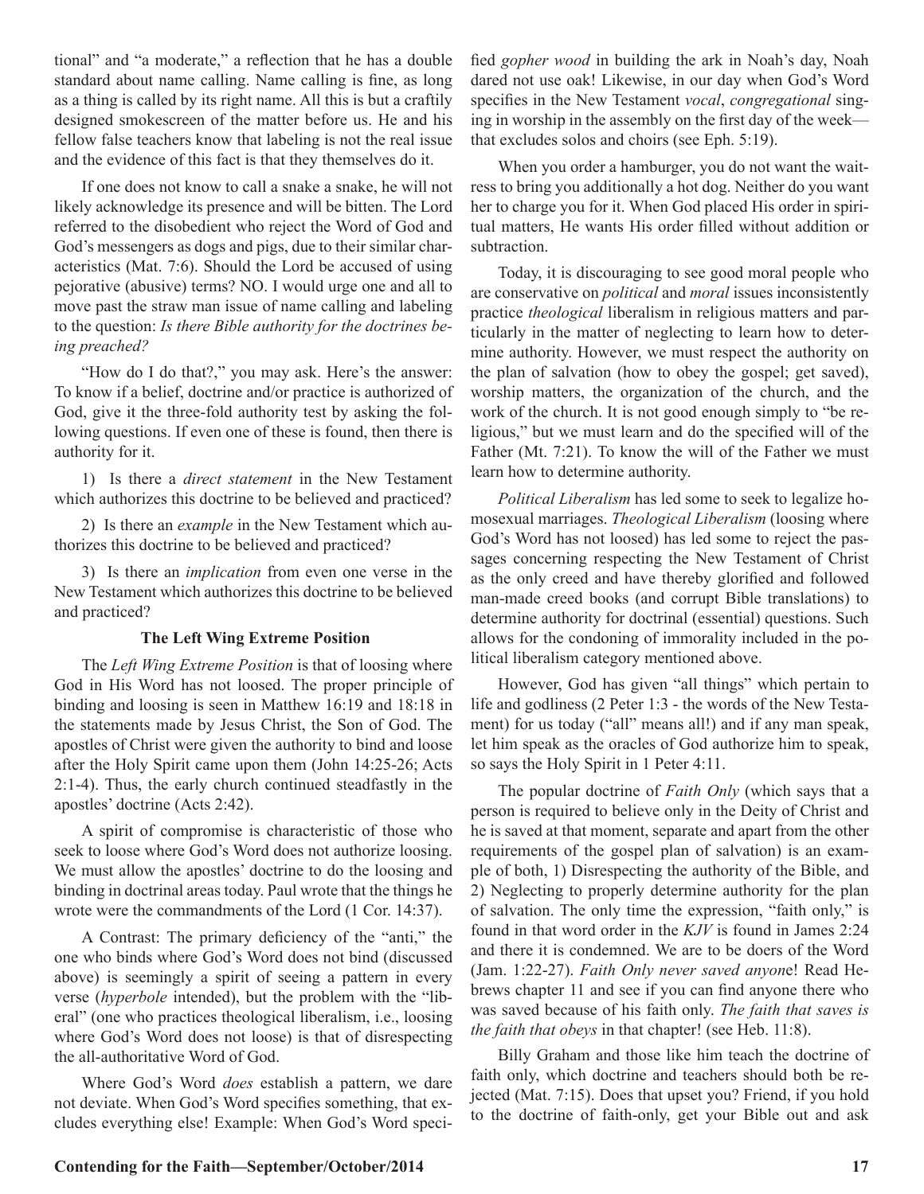tional" and "a moderate," a reflection that he has a double standard about name calling. Name calling is fine, as long as a thing is called by its right name. All this is but a craftily designed smokescreen of the matter before us. He and his fellow false teachers know that labeling is not the real issue and the evidence of this fact is that they themselves do it.

If one does not know to call a snake a snake, he will not likely acknowledge its presence and will be bitten. The Lord referred to the disobedient who reject the Word of God and God's messengers as dogs and pigs, due to their similar characteristics (Mat. 7:6). Should the Lord be accused of using pejorative (abusive) terms? NO. I would urge one and all to move past the straw man issue of name calling and labeling to the question: *Is there Bible authority for the doctrines being preached?*

"How do I do that?," you may ask. Here's the answer: To know if a belief, doctrine and/or practice is authorized of God, give it the three-fold authority test by asking the following questions. If even one of these is found, then there is authority for it.

1) Is there a *direct statement* in the New Testament which authorizes this doctrine to be believed and practiced?

2) Is there an *example* in the New Testament which authorizes this doctrine to be believed and practiced?

3) Is there an *implication* from even one verse in the New Testament which authorizes this doctrine to be believed and practiced?

### The Left Wing Extreme Position

The *Left Wing Extreme Position* is that of loosing where God in His Word has not loosed. The proper principle of binding and loosing is seen in Matthew 16:19 and 18:18 in the statements made by Jesus Christ, the Son of God. The apostles of Christ were given the authority to bind and loose after the Holy Spirit came upon them (John 14:25-26; Acts 2:1-4). Thus, the early church continued steadfastly in the apostles' doctrine (Acts 2:42).

A spirit of compromise is characteristic of those who seek to loose where God's Word does not authorize loosing. We must allow the apostles' doctrine to do the loosing and binding in doctrinal areas today. Paul wrote that the things he wrote were the commandments of the Lord (1 Cor. 14:37).

A Contrast: The primary deficiency of the "anti," the one who binds where God's Word does not bind (discussed above) is seemingly a spirit of seeing a pattern in every verse (*hyperbole* intended), but the problem with the "liberal" (one who practices theological liberalism, i.e., loosing where God's Word does not loose) is that of disrespecting the all-authoritative Word of God.

Where God's Word *does* establish a pattern, we dare not deviate. When God's Word specifies something, that excludes everything else! Example: When God's Word specified *gopher wood* in building the ark in Noah's day, Noah dared not use oak! Likewise, in our day when God's Word specifies in the New Testament *vocal*, *congregational* singing in worship in the assembly on the first day of the week—that excludes solos and choirs (see Eph. 5:19).

When you order a hamburger, you do not want the waitress to bring you additionally a hot dog. Neither do you want her to charge you for it. When God placed His order in spiritual matters, He wants His order filled without addition or subtraction.

Today, it is discouraging to see good moral people who are conservative on *political* and *moral* issues inconsistently practice *theological* liberalism in religious matters and particularly in the matter of neglecting to learn how to determine authority. However, we must respect the authority on the plan of salvation (how to obey the gospel; get saved), worship matters, the organization of the church, and the work of the church. It is not good enough simply to "be religious," but we must learn and do the specified will of the Father (Mt. 7:21). To know the will of the Father we must learn how to determine authority.

*Political Liberalism* has led some to seek to legalize homosexual marriages. *Theological Liberalism* (loosing where God's Word has not loosed) has led some to reject the passages concerning respecting the New Testament of Christ as the only creed and have thereby glorified and followed man-made creed books (and corrupt Bible translations) to determine authority for doctrinal (essential) questions. Such allows for the condoning of immorality included in the political liberalism category mentioned above.

However, God has given "all things" which pertain to life and godliness (2 Peter 1:3 - the words of the New Testament) for us today ("all" means all!) and if any man speak, let him speak as the oracles of God authorize him to speak, so says the Holy Spirit in 1 Peter 4:11.

The popular doctrine of *Faith Only* (which says that a person is required to believe only in the Deity of Christ and he is saved at that moment, separate and apart from the other requirements of the gospel plan of salvation) is an example of both, 1) Disrespecting the authority of the Bible, and 2) Neglecting to properly determine authority for the plan of salvation. The only time the expression, "faith only," is found in that word order in the *KJV* is found in James 2:24 and there it is condemned. We are to be doers of the Word (Jam. 1:22-27). *Faith Only never saved anyone*! Read Hebrews chapter 11 and see if you can find anyone there who was saved because of his faith only. *The faith that saves is the faith that obeys* in that chapter! (see Heb. 11:8).

Billy Graham and those like him teach the doctrine of faith only, which doctrine and teachers should both be rejected (Mat. 7:15). Does that upset you? Friend, if you hold to the doctrine of faith-only, get your Bible out and ask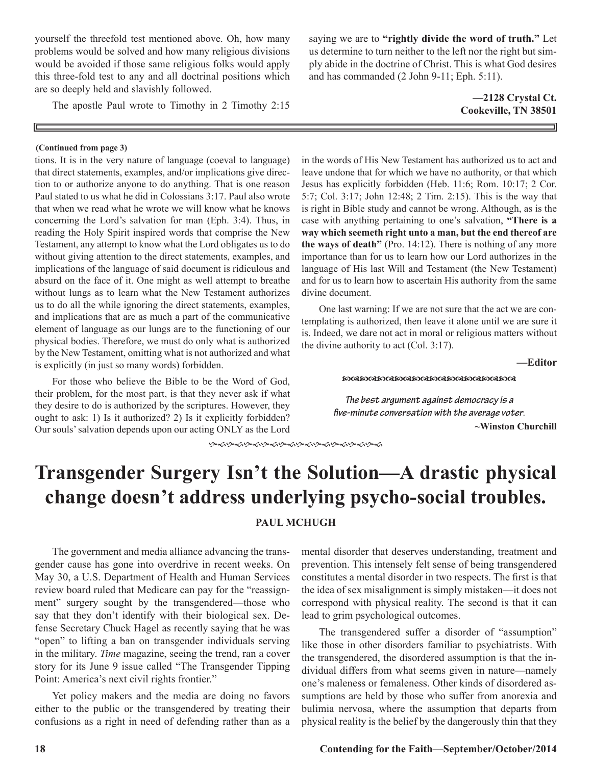yourself the threefold test mentioned above. Oh, how many problems would be solved and how many religious divisions would be avoided if those same religious folks would apply this three-fold test to any and all doctrinal positions which are so deeply held and slavishly followed.

The apostle Paul wrote to Timothy in 2 Timothy 2:15 saying we are to **"rightly divide the word of truth."** Let us determine to turn neither to the left nor the right but simply abide in the doctrine of Christ. This is what God desires and has commanded (2 John 9-11; Eph. 5:11).

**—2128 Crystal Ct.**
**Cookeville, TN 38501**

---

**(Continued from page 3)**

tions. It is in the very nature of language (coeval to language) that direct statements, examples, and/or implications give direction to or authorize anyone to do anything. That is one reason Paul stated to us what he did in Colossians 3:17. Paul also wrote that when we read what he wrote we will know what he knows concerning the Lord's salvation for man (Eph. 3:4). Thus, in reading the Holy Spirit inspired words that comprise the New Testament, any attempt to know what the Lord obligates us to do without giving attention to the direct statements, examples, and implications of the language of said document is ridiculous and absurd on the face of it. One might as well attempt to breathe without lungs as to learn what the New Testament authorizes us to do all the while ignoring the direct statements, examples, and implications that are as much a part of the communicative element of language as our lungs are to the functioning of our physical bodies. Therefore, we must do only what is authorized by the New Testament, omitting what is not authorized and what is explicitly (in just so many words) forbidden.

For those who believe the Bible to be the Word of God, their problem, for the most part, is that they never ask if what they desire to do is authorized by the scriptures. However, they ought to ask: 1) Is it authorized? 2) Is it explicitly forbidden? Our souls' salvation depends upon our acting ONLY as the Lord in the words of His New Testament has authorized us to act and leave undone that for which we have no authority, or that which Jesus has explicitly forbidden (Heb. 11:6; Rom. 10:17; 2 Cor. 5:7; Col. 3:17; John 12:48; 2 Tim. 2:15). This is the way that is right in Bible study and cannot be wrong. Although, as is the case with anything pertaining to one's salvation, **"There is a way which seemeth right unto a man, but the end thereof are the ways of death"** (Pro. 14:12). There is nothing of any more importance than for us to learn how our Lord authorizes in the language of His last Will and Testament (the New Testament) and for us to learn how to ascertain His authority from the same divine document.

One last warning: If we are not sure that the act we are contemplating is authorized, then leave it alone until we are sure it is. Indeed, we dare not act in moral or religious matters without the divine authority to act (Col. 3:17).

**—Editor**

*The best argument against democracy is a five-minute conversation with the average voter.*

**~Winston Churchill**

# Transgender Surgery Isn't the Solution—A drastic physical change doesn't address underlying psycho-social troubles.

**PAUL MCHUGH**

The government and media alliance advancing the transgender cause has gone into overdrive in recent weeks. On May 30, a U.S. Department of Health and Human Services review board ruled that Medicare can pay for the "reassignment" surgery sought by the transgendered—those who say that they don't identify with their biological sex. Defense Secretary Chuck Hagel as recently saying that he was "open" to lifting a ban on transgender individuals serving in the military. *Time* magazine, seeing the trend, ran a cover story for its June 9 issue called "The Transgender Tipping Point: America's next civil rights frontier."

Yet policy makers and the media are doing no favors either to the public or the transgendered by treating their confusions as a right in need of defending rather than as a mental disorder that deserves understanding, treatment and prevention. This intensely felt sense of being transgendered constitutes a mental disorder in two respects. The first is that the idea of sex misalignment is simply mistaken—it does not correspond with physical reality. The second is that it can lead to grim psychological outcomes.

The transgendered suffer a disorder of "assumption" like those in other disorders familiar to psychiatrists. With the transgendered, the disordered assumption is that the individual differs from what seems given in nature—namely one's maleness or femaleness. Other kinds of disordered assumptions are held by those who suffer from anorexia and bulimia nervosa, where the assumption that departs from physical reality is the belief by the dangerously thin that they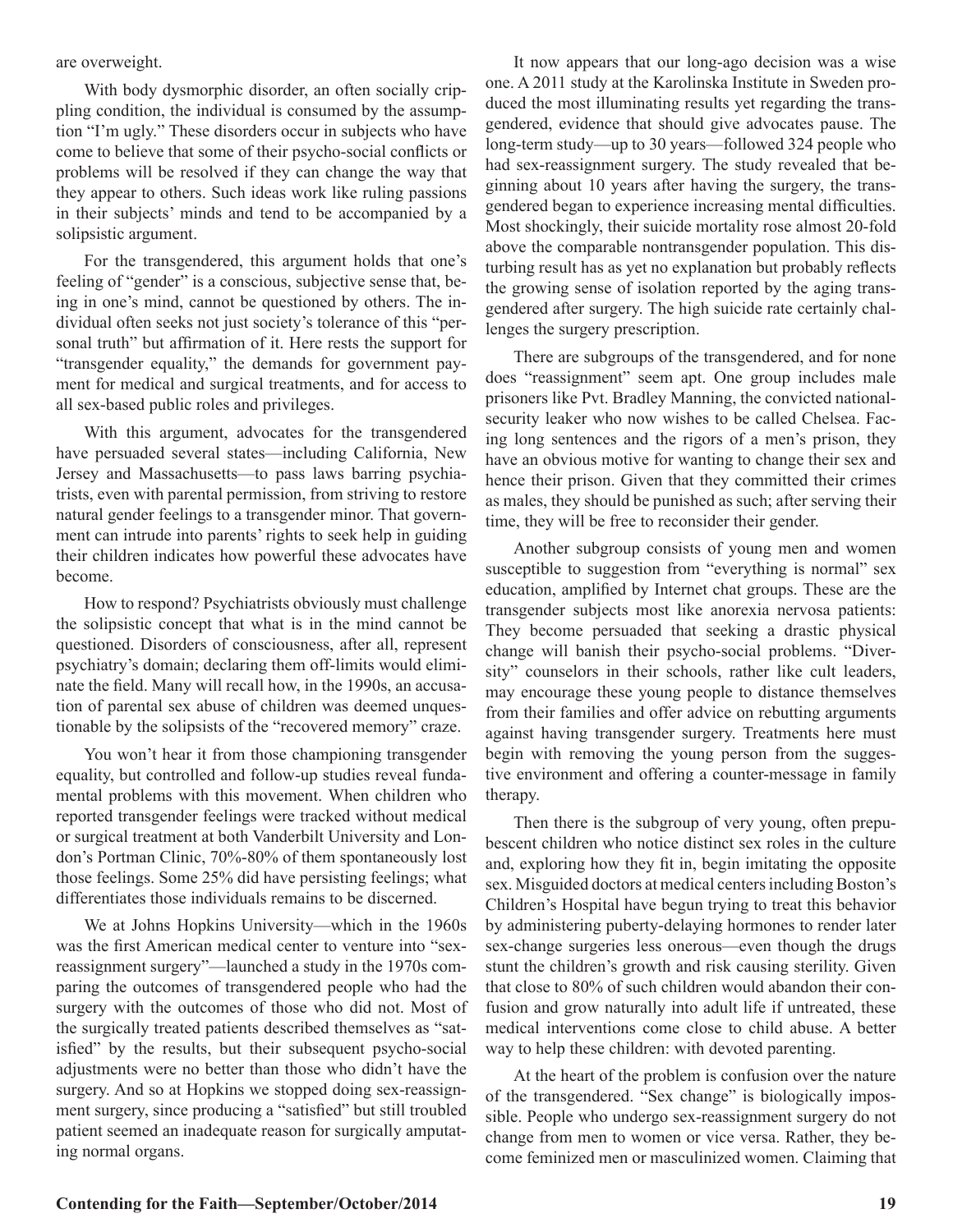are overweight.

With body dysmorphic disorder, an often socially crippling condition, the individual is consumed by the assumption "I'm ugly." These disorders occur in subjects who have come to believe that some of their psycho-social conflicts or problems will be resolved if they can change the way that they appear to others. Such ideas work like ruling passions in their subjects' minds and tend to be accompanied by a solipsistic argument.

For the transgendered, this argument holds that one's feeling of "gender" is a conscious, subjective sense that, being in one's mind, cannot be questioned by others. The individual often seeks not just society's tolerance of this "personal truth" but affirmation of it. Here rests the support for "transgender equality," the demands for government payment for medical and surgical treatments, and for access to all sex-based public roles and privileges.

With this argument, advocates for the transgendered have persuaded several states—including California, New Jersey and Massachusetts—to pass laws barring psychiatrists, even with parental permission, from striving to restore natural gender feelings to a transgender minor. That government can intrude into parents' rights to seek help in guiding their children indicates how powerful these advocates have become.

How to respond? Psychiatrists obviously must challenge the solipsistic concept that what is in the mind cannot be questioned. Disorders of consciousness, after all, represent psychiatry's domain; declaring them off-limits would eliminate the field. Many will recall how, in the 1990s, an accusation of parental sex abuse of children was deemed unquestionable by the solipsists of the "recovered memory" craze.

You won't hear it from those championing transgender equality, but controlled and follow-up studies reveal fundamental problems with this movement. When children who reported transgender feelings were tracked without medical or surgical treatment at both Vanderbilt University and London's Portman Clinic, 70%-80% of them spontaneously lost those feelings. Some 25% did have persisting feelings; what differentiates those individuals remains to be discerned.

We at Johns Hopkins University—which in the 1960s was the first American medical center to venture into "sex-reassignment surgery"—launched a study in the 1970s comparing the outcomes of transgendered people who had the surgery with the outcomes of those who did not. Most of the surgically treated patients described themselves as "satisfied" by the results, but their subsequent psycho-social adjustments were no better than those who didn't have the surgery. And so at Hopkins we stopped doing sex-reassignment surgery, since producing a "satisfied" but still troubled patient seemed an inadequate reason for surgically amputating normal organs.

It now appears that our long-ago decision was a wise one. A 2011 study at the Karolinska Institute in Sweden produced the most illuminating results yet regarding the transgendered, evidence that should give advocates pause. The long-term study—up to 30 years—followed 324 people who had sex-reassignment surgery. The study revealed that beginning about 10 years after having the surgery, the transgendered began to experience increasing mental difficulties. Most shockingly, their suicide mortality rose almost 20-fold above the comparable nontransgender population. This disturbing result has as yet no explanation but probably reflects the growing sense of isolation reported by the aging transgendered after surgery. The high suicide rate certainly challenges the surgery prescription.

There are subgroups of the transgendered, and for none does "reassignment" seem apt. One group includes male prisoners like Pvt. Bradley Manning, the convicted national-security leaker who now wishes to be called Chelsea. Facing long sentences and the rigors of a men's prison, they have an obvious motive for wanting to change their sex and hence their prison. Given that they committed their crimes as males, they should be punished as such; after serving their time, they will be free to reconsider their gender.

Another subgroup consists of young men and women susceptible to suggestion from "everything is normal" sex education, amplified by Internet chat groups. These are the transgender subjects most like anorexia nervosa patients: They become persuaded that seeking a drastic physical change will banish their psycho-social problems. "Diversity" counselors in their schools, rather like cult leaders, may encourage these young people to distance themselves from their families and offer advice on rebutting arguments against having transgender surgery. Treatments here must begin with removing the young person from the suggestive environment and offering a counter-message in family therapy.

Then there is the subgroup of very young, often prepubescent children who notice distinct sex roles in the culture and, exploring how they fit in, begin imitating the opposite sex. Misguided doctors at medical centers including Boston's Children's Hospital have begun trying to treat this behavior by administering puberty-delaying hormones to render later sex-change surgeries less onerous—even though the drugs stunt the children's growth and risk causing sterility. Given that close to 80% of such children would abandon their confusion and grow naturally into adult life if untreated, these medical interventions come close to child abuse. A better way to help these children: with devoted parenting.

At the heart of the problem is confusion over the nature of the transgendered. "Sex change" is biologically impossible. People who undergo sex-reassignment surgery do not change from men to women or vice versa. Rather, they become feminized men or masculinized women. Claiming that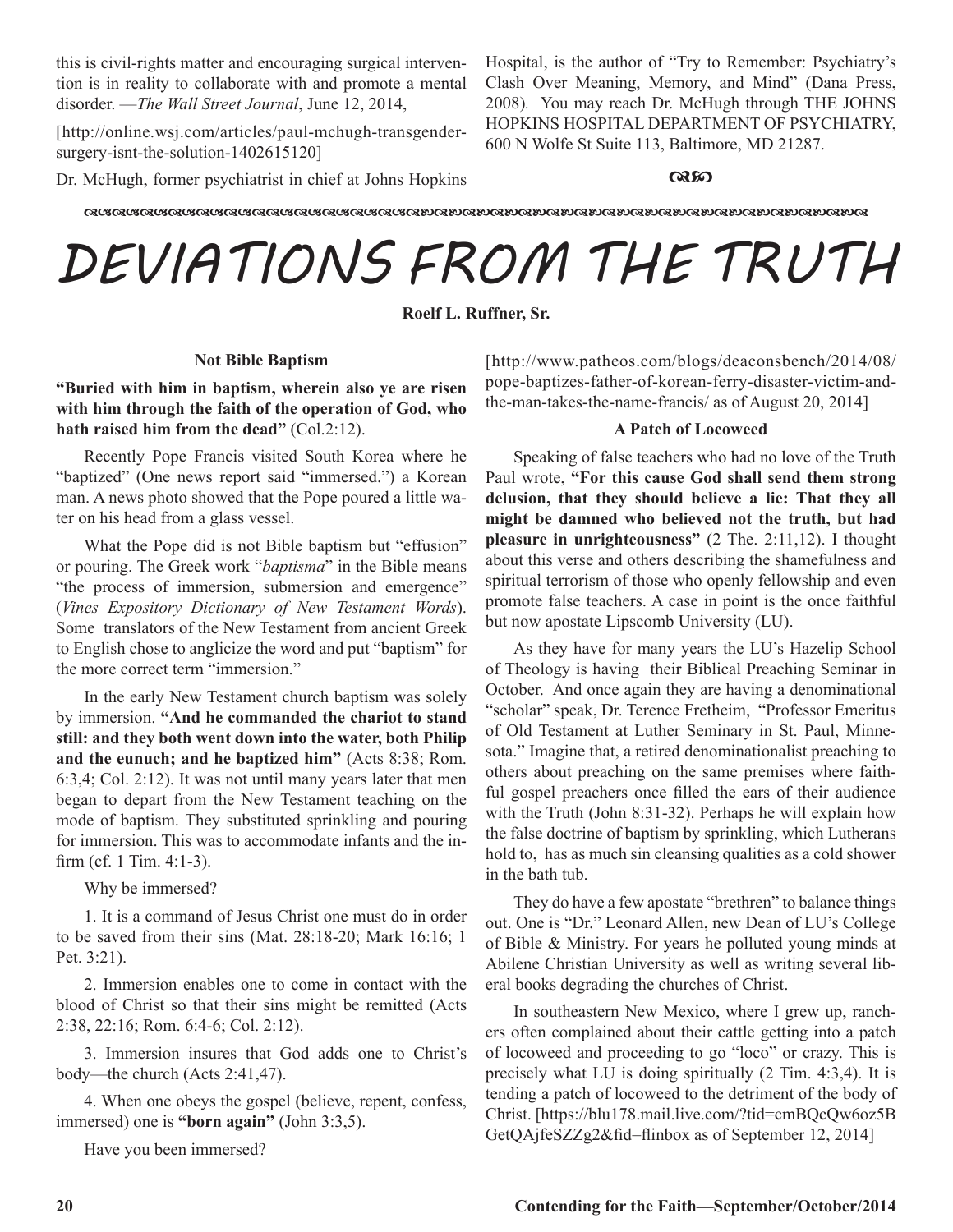this is civil-rights matter and encouraging surgical intervention is in reality to collaborate with and promote a mental disorder. —*The Wall Street Journal*, June 12, 2014,

[http://online.wsj.com/articles/paul-mchugh-transgender-surgery-isnt-the-solution-1402615120]

Dr. McHugh, former psychiatrist in chief at Johns Hopkins Hospital, is the author of "Try to Remember: Psychiatry's Clash Over Meaning, Memory, and Mind" (Dana Press, 2008). You may reach Dr. McHugh through THE JOHNS HOPKINS HOSPITAL DEPARTMENT OF PSYCHIATRY, 600 N Wolfe St Suite 113, Baltimore, MD 21287.

# DEVIATIONS FROM THE TRUTH

**Roelf L. Ruffner, Sr.**

### Not Bible Baptism

**"Buried with him in baptism, wherein also ye are risen with him through the faith of the operation of God, who hath raised him from the dead"** (Col.2:12).

Recently Pope Francis visited South Korea where he "baptized" (One news report said "immersed.") a Korean man. A news photo showed that the Pope poured a little water on his head from a glass vessel.

What the Pope did is not Bible baptism but "effusion" or pouring. The Greek work "*baptisma*" in the Bible means "the process of immersion, submersion and emergence" (*Vines Expository Dictionary of New Testament Words*). Some translators of the New Testament from ancient Greek to English chose to anglicize the word and put "baptism" for the more correct term "immersion."

In the early New Testament church baptism was solely by immersion. **"And he commanded the chariot to stand still: and they both went down into the water, both Philip and the eunuch; and he baptized him"** (Acts 8:38; Rom. 6:3,4; Col. 2:12). It was not until many years later that men began to depart from the New Testament teaching on the mode of baptism. They substituted sprinkling and pouring for immersion. This was to accommodate infants and the infirm (cf. 1 Tim. 4:1-3).

Why be immersed?

1. It is a command of Jesus Christ one must do in order to be saved from their sins (Mat. 28:18-20; Mark 16:16; 1 Pet. 3:21).

2. Immersion enables one to come in contact with the blood of Christ so that their sins might be remitted (Acts 2:38, 22:16; Rom. 6:4-6; Col. 2:12).

3. Immersion insures that God adds one to Christ's body—the church (Acts 2:41,47).

4. When one obeys the gospel (believe, repent, confess, immersed) one is **"born again"** (John 3:3,5).

Have you been immersed?

[http://www.patheos.com/blogs/deaconsbench/2014/08/pope-baptizes-father-of-korean-ferry-disaster-victim-and-the-man-takes-the-name-francis/ as of August 20, 2014]

### A Patch of Locoweed

Speaking of false teachers who had no love of the Truth Paul wrote, **"For this cause God shall send them strong delusion, that they should believe a lie: That they all might be damned who believed not the truth, but had pleasure in unrighteousness"** (2 The. 2:11,12). I thought about this verse and others describing the shamefulness and spiritual terrorism of those who openly fellowship and even promote false teachers. A case in point is the once faithful but now apostate Lipscomb University (LU).

As they have for many years the LU's Hazelip School of Theology is having their Biblical Preaching Seminar in October. And once again they are having a denominational "scholar" speak, Dr. Terence Fretheim, "Professor Emeritus of Old Testament at Luther Seminary in St. Paul, Minnesota." Imagine that, a retired denominationalist preaching to others about preaching on the same premises where faithful gospel preachers once filled the ears of their audience with the Truth (John 8:31-32). Perhaps he will explain how the false doctrine of baptism by sprinkling, which Lutherans hold to, has as much sin cleansing qualities as a cold shower in the bath tub.

They do have a few apostate "brethren" to balance things out. One is "Dr." Leonard Allen, new Dean of LU's College of Bible & Ministry. For years he polluted young minds at Abilene Christian University as well as writing several liberal books degrading the churches of Christ.

In southeastern New Mexico, where I grew up, ranchers often complained about their cattle getting into a patch of locoweed and proceeding to go "loco" or crazy. This is precisely what LU is doing spiritually (2 Tim. 4:3,4). It is tending a patch of locoweed to the detriment of the body of Christ. [https://blu178.mail.live.com/?tid=cmBQcQw6oz5BGetQAjfeSZZg2&fid=flinbox as of September 12, 2014]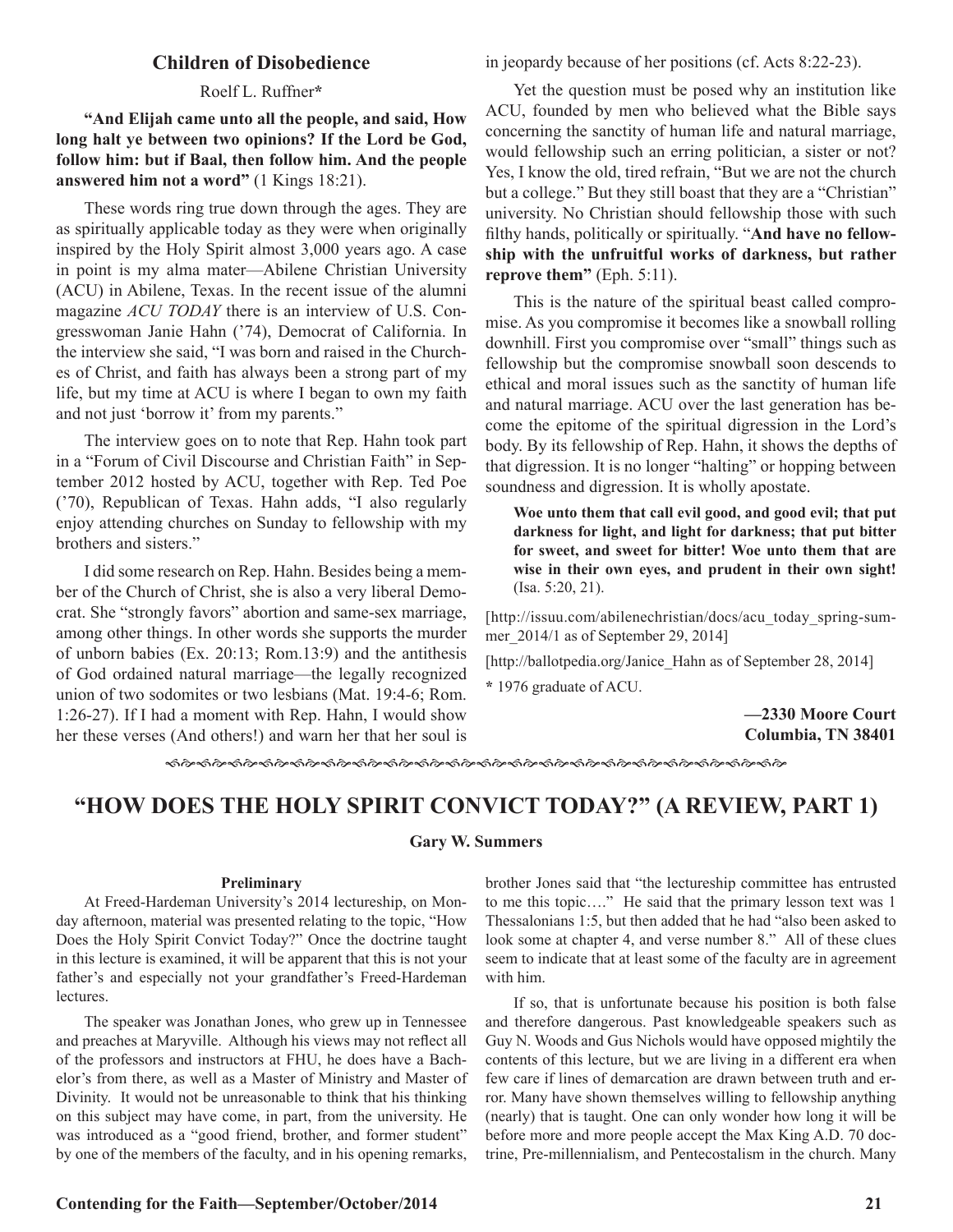## Children of Disobedience

Roelf L. Ruffner*

**"And Elijah came unto all the people, and said, How long halt ye between two opinions? If the Lord be God, follow him: but if Baal, then follow him. And the people answered him not a word"** (1 Kings 18:21).

These words ring true down through the ages. They are as spiritually applicable today as they were when originally inspired by the Holy Spirit almost 3,000 years ago. A case in point is my alma mater—Abilene Christian University (ACU) in Abilene, Texas. In the recent issue of the alumni magazine *ACU TODAY* there is an interview of U.S. Congresswoman Janie Hahn ('74), Democrat of California. In the interview she said, "I was born and raised in the Churches of Christ, and faith has always been a strong part of my life, but my time at ACU is where I began to own my faith and not just 'borrow it' from my parents."

The interview goes on to note that Rep. Hahn took part in a "Forum of Civil Discourse and Christian Faith" in September 2012 hosted by ACU, together with Rep. Ted Poe ('70), Republican of Texas. Hahn adds, "I also regularly enjoy attending churches on Sunday to fellowship with my brothers and sisters."

I did some research on Rep. Hahn. Besides being a member of the Church of Christ, she is also a very liberal Democrat. She "strongly favors" abortion and same-sex marriage, among other things. In other words she supports the murder of unborn babies (Ex. 20:13; Rom.13:9) and the antithesis of God ordained natural marriage—the legally recognized union of two sodomites or two lesbians (Mat. 19:4-6; Rom. 1:26-27). If I had a moment with Rep. Hahn, I would show her these verses (And others!) and warn her that her soul is in jeopardy because of her positions (cf. Acts 8:22-23).

Yet the question must be posed why an institution like ACU, founded by men who believed what the Bible says concerning the sanctity of human life and natural marriage, would fellowship such an erring politician, a sister or not? Yes, I know the old, tired refrain, "But we are not the church but a college." But they still boast that they are a "Christian" university. No Christian should fellowship those with such filthy hands, politically or spiritually. "**And have no fellowship with the unfruitful works of darkness, but rather reprove them"** (Eph. 5:11).

This is the nature of the spiritual beast called compromise. As you compromise it becomes like a snowball rolling downhill. First you compromise over "small" things such as fellowship but the compromise snowball soon descends to ethical and moral issues such as the sanctity of human life and natural marriage. ACU over the last generation has become the epitome of the spiritual digression in the Lord's body. By its fellowship of Rep. Hahn, it shows the depths of that digression. It is no longer "halting" or hopping between soundness and digression. It is wholly apostate.

> **Woe unto them that call evil good, and good evil; that put darkness for light, and light for darkness; that put bitter for sweet, and sweet for bitter! Woe unto them that are wise in their own eyes, and prudent in their own sight!** (Isa. 5:20, 21).

[http://issuu.com/abilenechristian/docs/acu_today_spring-summer_2014/1 as of September 29, 2014]

[http://ballotpedia.org/Janice_Hahn as of September 28, 2014]

* 1976 graduate of ACU.

**—2330 Moore Court**
**Columbia, TN 38401**

---

## "HOW DOES THE HOLY SPIRIT CONVICT TODAY?" (A REVIEW, PART 1)

**Gary W. Summers**

#### Preliminary

At Freed-Hardeman University's 2014 lectureship, on Monday afternoon, material was presented relating to the topic, "How Does the Holy Spirit Convict Today?" Once the doctrine taught in this lecture is examined, it will be apparent that this is not your father's and especially not your grandfather's Freed-Hardeman lectures.

The speaker was Jonathan Jones, who grew up in Tennessee and preaches at Maryville. Although his views may not reflect all of the professors and instructors at FHU, he does have a Bachelor's from there, as well as a Master of Ministry and Master of Divinity. It would not be unreasonable to think that his thinking on this subject may have come, in part, from the university. He was introduced as a "good friend, brother, and former student" by one of the members of the faculty, and in his opening remarks, brother Jones said that "the lectureship committee has entrusted to me this topic…." He said that the primary lesson text was 1 Thessalonians 1:5, but then added that he had "also been asked to look some at chapter 4, and verse number 8." All of these clues seem to indicate that at least some of the faculty are in agreement with him.

If so, that is unfortunate because his position is both false and therefore dangerous. Past knowledgeable speakers such as Guy N. Woods and Gus Nichols would have opposed mightily the contents of this lecture, but we are living in a different era when few care if lines of demarcation are drawn between truth and error. Many have shown themselves willing to fellowship anything (nearly) that is taught. One can only wonder how long it will be before more and more people accept the Max King A.D. 70 doctrine, Pre-millennialism, and Pentecostalism in the church. Many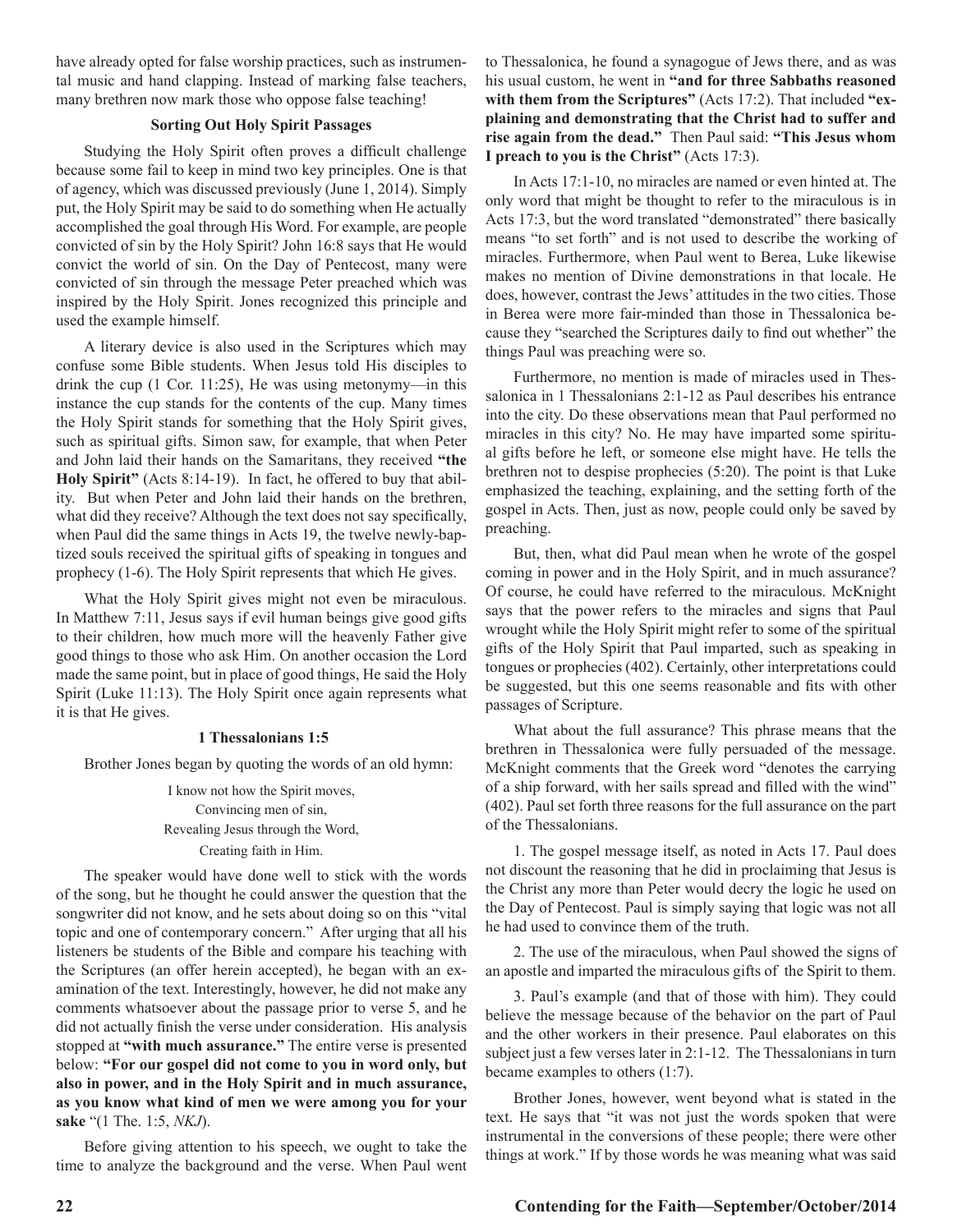have already opted for false worship practices, such as instrumental music and hand clapping. Instead of marking false teachers, many brethren now mark those who oppose false teaching!

### Sorting Out Holy Spirit Passages

Studying the Holy Spirit often proves a difficult challenge because some fail to keep in mind two key principles. One is that of agency, which was discussed previously (June 1, 2014). Simply put, the Holy Spirit may be said to do something when He actually accomplished the goal through His Word. For example, are people convicted of sin by the Holy Spirit? John 16:8 says that He would convict the world of sin. On the Day of Pentecost, many were convicted of sin through the message Peter preached which was inspired by the Holy Spirit. Jones recognized this principle and used the example himself.

A literary device is also used in the Scriptures which may confuse some Bible students. When Jesus told His disciples to drink the cup (1 Cor. 11:25), He was using metonymy—in this instance the cup stands for the contents of the cup. Many times the Holy Spirit stands for something that the Holy Spirit gives, such as spiritual gifts. Simon saw, for example, that when Peter and John laid their hands on the Samaritans, they received **"the Holy Spirit"** (Acts 8:14-19). In fact, he offered to buy that ability. But when Peter and John laid their hands on the brethren, what did they receive? Although the text does not say specifically, when Paul did the same things in Acts 19, the twelve newly-baptized souls received the spiritual gifts of speaking in tongues and prophecy (1-6). The Holy Spirit represents that which He gives.

What the Holy Spirit gives might not even be miraculous. In Matthew 7:11, Jesus says if evil human beings give good gifts to their children, how much more will the heavenly Father give good things to those who ask Him. On another occasion the Lord made the same point, but in place of good things, He said the Holy Spirit (Luke 11:13). The Holy Spirit once again represents what it is that He gives.

### 1 Thessalonians 1:5

Brother Jones began by quoting the words of an old hymn:

I know not how the Spirit moves,
Convincing men of sin,
Revealing Jesus through the Word,
Creating faith in Him.

The speaker would have done well to stick with the words of the song, but he thought he could answer the question that the songwriter did not know, and he sets about doing so on this "vital topic and one of contemporary concern." After urging that all his listeners be students of the Bible and compare his teaching with the Scriptures (an offer herein accepted), he began with an examination of the text. Interestingly, however, he did not make any comments whatsoever about the passage prior to verse 5, and he did not actually finish the verse under consideration. His analysis stopped at **"with much assurance."** The entire verse is presented below: **"For our gospel did not come to you in word only, but also in power, and in the Holy Spirit and in much assurance, as you know what kind of men we were among you for your sake** "(1 The. 1:5, *NKJ*).

Before giving attention to his speech, we ought to take the time to analyze the background and the verse. When Paul went to Thessalonica, he found a synagogue of Jews there, and as was his usual custom, he went in **"and for three Sabbaths reasoned with them from the Scriptures"** (Acts 17:2). That included **"explaining and demonstrating that the Christ had to suffer and rise again from the dead."** Then Paul said: **"This Jesus whom I preach to you is the Christ"** (Acts 17:3).

In Acts 17:1-10, no miracles are named or even hinted at. The only word that might be thought to refer to the miraculous is in Acts 17:3, but the word translated "demonstrated" there basically means "to set forth" and is not used to describe the working of miracles. Furthermore, when Paul went to Berea, Luke likewise makes no mention of Divine demonstrations in that locale. He does, however, contrast the Jews' attitudes in the two cities. Those in Berea were more fair-minded than those in Thessalonica because they "searched the Scriptures daily to find out whether" the things Paul was preaching were so.

Furthermore, no mention is made of miracles used in Thessalonica in 1 Thessalonians 2:1-12 as Paul describes his entrance into the city. Do these observations mean that Paul performed no miracles in this city? No. He may have imparted some spiritual gifts before he left, or someone else might have. He tells the brethren not to despise prophecies (5:20). The point is that Luke emphasized the teaching, explaining, and the setting forth of the gospel in Acts. Then, just as now, people could only be saved by preaching.

But, then, what did Paul mean when he wrote of the gospel coming in power and in the Holy Spirit, and in much assurance? Of course, he could have referred to the miraculous. McKnight says that the power refers to the miracles and signs that Paul wrought while the Holy Spirit might refer to some of the spiritual gifts of the Holy Spirit that Paul imparted, such as speaking in tongues or prophecies (402). Certainly, other interpretations could be suggested, but this one seems reasonable and fits with other passages of Scripture.

What about the full assurance? This phrase means that the brethren in Thessalonica were fully persuaded of the message. McKnight comments that the Greek word "denotes the carrying of a ship forward, with her sails spread and filled with the wind" (402). Paul set forth three reasons for the full assurance on the part of the Thessalonians.

1. The gospel message itself, as noted in Acts 17. Paul does not discount the reasoning that he did in proclaiming that Jesus is the Christ any more than Peter would decry the logic he used on the Day of Pentecost. Paul is simply saying that logic was not all he had used to convince them of the truth.

2. The use of the miraculous, when Paul showed the signs of an apostle and imparted the miraculous gifts of the Spirit to them.

3. Paul's example (and that of those with him). They could believe the message because of the behavior on the part of Paul and the other workers in their presence. Paul elaborates on this subject just a few verses later in 2:1-12. The Thessalonians in turn became examples to others (1:7).

Brother Jones, however, went beyond what is stated in the text. He says that "it was not just the words spoken that were instrumental in the conversions of these people; there were other things at work." If by those words he was meaning what was said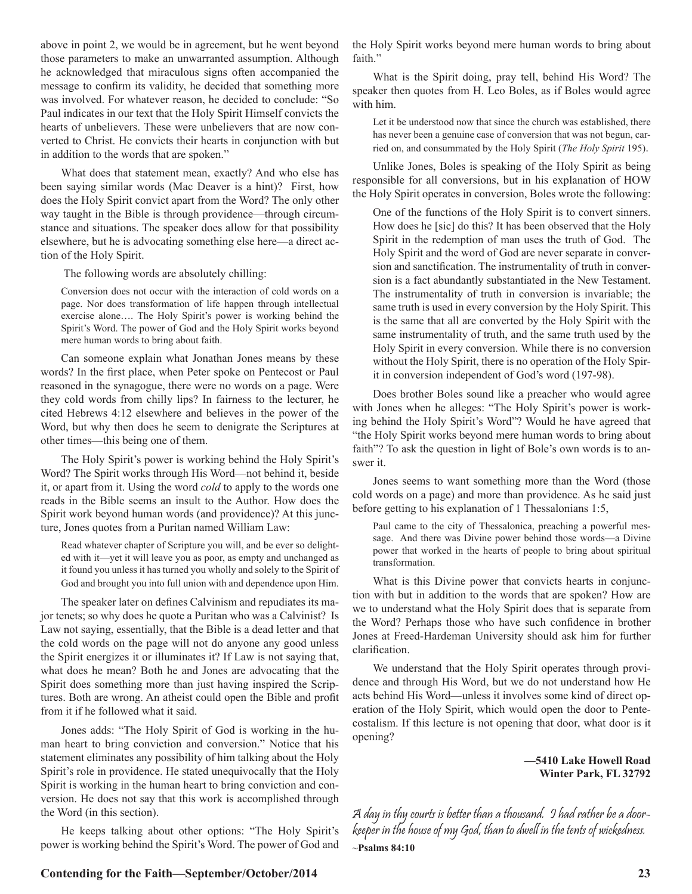above in point 2, we would be in agreement, but he went beyond those parameters to make an unwarranted assumption. Although he acknowledged that miraculous signs often accompanied the message to confirm its validity, he decided that something more was involved. For whatever reason, he decided to conclude: "So Paul indicates in our text that the Holy Spirit Himself convicts the hearts of unbelievers. These were unbelievers that are now converted to Christ. He convicts their hearts in conjunction with but in addition to the words that are spoken."

What does that statement mean, exactly? And who else has been saying similar words (Mac Deaver is a hint)? First, how does the Holy Spirit convict apart from the Word? The only other way taught in the Bible is through providence—through circumstance and situations. The speaker does allow for that possibility elsewhere, but he is advocating something else here—a direct action of the Holy Spirit.

The following words are absolutely chilling:

> Conversion does not occur with the interaction of cold words on a page. Nor does transformation of life happen through intellectual exercise alone…. The Holy Spirit's power is working behind the Spirit's Word. The power of God and the Holy Spirit works beyond mere human words to bring about faith.

Can someone explain what Jonathan Jones means by these words? In the first place, when Peter spoke on Pentecost or Paul reasoned in the synagogue, there were no words on a page. Were they cold words from chilly lips? In fairness to the lecturer, he cited Hebrews 4:12 elsewhere and believes in the power of the Word, but why then does he seem to denigrate the Scriptures at other times—this being one of them.

The Holy Spirit's power is working behind the Holy Spirit's Word? The Spirit works through His Word—not behind it, beside it, or apart from it. Using the word *cold* to apply to the words one reads in the Bible seems an insult to the Author. How does the Spirit work beyond human words (and providence)? At this juncture, Jones quotes from a Puritan named William Law:

> Read whatever chapter of Scripture you will, and be ever so delighted with it—yet it will leave you as poor, as empty and unchanged as it found you unless it has turned you wholly and solely to the Spirit of God and brought you into full union with and dependence upon Him.

The speaker later on defines Calvinism and repudiates its major tenets; so why does he quote a Puritan who was a Calvinist? Is Law not saying, essentially, that the Bible is a dead letter and that the cold words on the page will not do anyone any good unless the Spirit energizes it or illuminates it? If Law is not saying that, what does he mean? Both he and Jones are advocating that the Spirit does something more than just having inspired the Scriptures. Both are wrong. An atheist could open the Bible and profit from it if he followed what it said.

Jones adds: "The Holy Spirit of God is working in the human heart to bring conviction and conversion." Notice that his statement eliminates any possibility of him talking about the Holy Spirit's role in providence. He stated unequivocally that the Holy Spirit is working in the human heart to bring conviction and conversion. He does not say that this work is accomplished through the Word (in this section).

He keeps talking about other options: "The Holy Spirit's power is working behind the Spirit's Word. The power of God and the Holy Spirit works beyond mere human words to bring about faith."

What is the Spirit doing, pray tell, behind His Word? The speaker then quotes from H. Leo Boles, as if Boles would agree with him.

> Let it be understood now that since the church was established, there has never been a genuine case of conversion that was not begun, carried on, and consummated by the Holy Spirit (*The Holy Spirit* 195).

Unlike Jones, Boles is speaking of the Holy Spirit as being responsible for all conversions, but in his explanation of HOW the Holy Spirit operates in conversion, Boles wrote the following:

> One of the functions of the Holy Spirit is to convert sinners. How does he [sic] do this? It has been observed that the Holy Spirit in the redemption of man uses the truth of God. The Holy Spirit and the word of God are never separate in conversion and sanctification. The instrumentality of truth in conversion is a fact abundantly substantiated in the New Testament. The instrumentality of truth in conversion is invariable; the same truth is used in every conversion by the Holy Spirit. This is the same that all are converted by the Holy Spirit with the same instrumentality of truth, and the same truth used by the Holy Spirit in every conversion. While there is no conversion without the Holy Spirit, there is no operation of the Holy Spirit in conversion independent of God's word (197-98).

Does brother Boles sound like a preacher who would agree with Jones when he alleges: "The Holy Spirit's power is working behind the Holy Spirit's Word"? Would he have agreed that "the Holy Spirit works beyond mere human words to bring about faith"? To ask the question in light of Bole's own words is to answer it.

Jones seems to want something more than the Word (those cold words on a page) and more than providence. As he said just before getting to his explanation of 1 Thessalonians 1:5,

> Paul came to the city of Thessalonica, preaching a powerful message. And there was Divine power behind those words—a Divine power that worked in the hearts of people to bring about spiritual transformation.

What is this Divine power that convicts hearts in conjunction with but in addition to the words that are spoken? How are we to understand what the Holy Spirit does that is separate from the Word? Perhaps those who have such confidence in brother Jones at Freed-Hardeman University should ask him for further clarification.

We understand that the Holy Spirit operates through providence and through His Word, but we do not understand how He acts behind His Word—unless it involves some kind of direct operation of the Holy Spirit, which would open the door to Pentecostalism. If this lecture is not opening that door, what door is it opening?

**—5410 Lake Howell Road**
**Winter Park, FL 32792**

*A day in thy courts is better than a thousand. I had rather be a doorkeeper in the house of my God, than to dwell in the tents of wickedness.*
~**Psalms 84:10**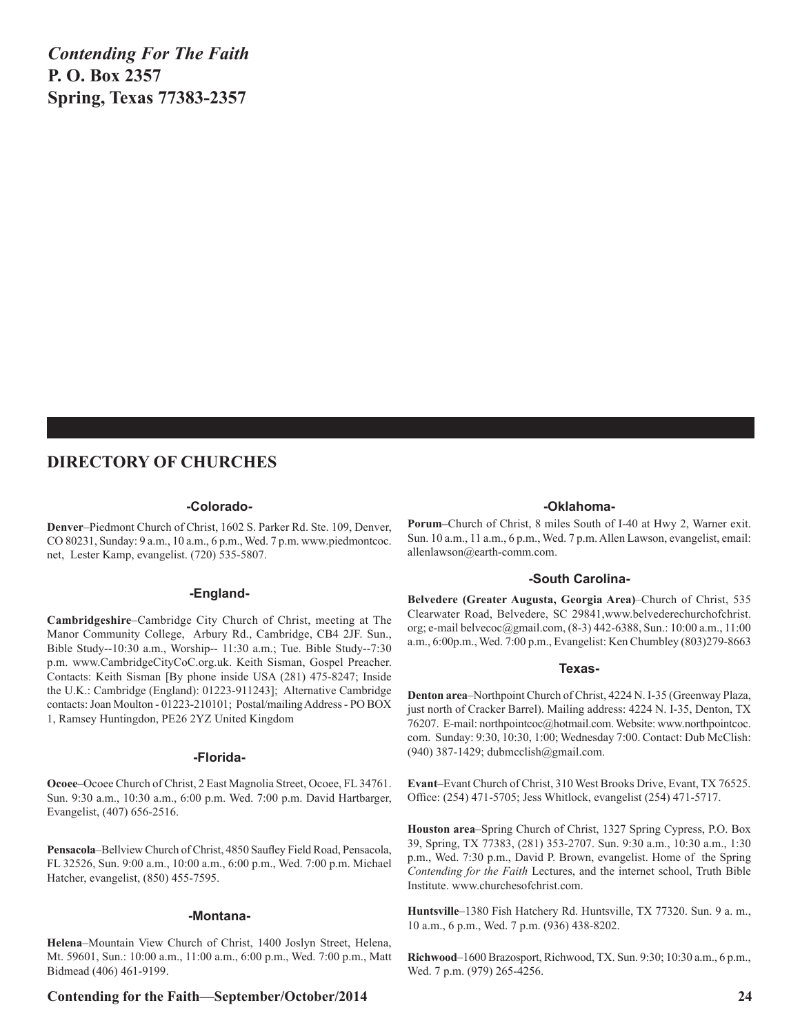*Contending For The Faith*
**P. O. Box 2357**
**Spring, Texas 77383-2357**

## DIRECTORY OF CHURCHES

### -Colorado-

**Denver**–Piedmont Church of Christ, 1602 S. Parker Rd. Ste. 109, Denver, CO 80231, Sunday: 9 a.m., 10 a.m., 6 p.m., Wed. 7 p.m. www.piedmontcoc.net, Lester Kamp, evangelist. (720) 535-5807.

### -England-

**Cambridgeshire**–Cambridge City Church of Christ, meeting at The Manor Community College, Arbury Rd., Cambridge, CB4 2JF. Sun., Bible Study--10:30 a.m., Worship-- 11:30 a.m.; Tue. Bible Study--7:30 p.m. www.CambridgeCityCoC.org.uk. Keith Sisman, Gospel Preacher. Contacts: Keith Sisman [By phone inside USA (281) 475-8247; Inside the U.K.: Cambridge (England): 01223-911243]; Alternative Cambridge contacts: Joan Moulton - 01223-210101; Postal/mailing Address - PO BOX 1, Ramsey Huntingdon, PE26 2YZ United Kingdom

### -Florida-

**Ocoee–**Ocoee Church of Christ, 2 East Magnolia Street, Ocoee, FL 34761. Sun. 9:30 a.m., 10:30 a.m., 6:00 p.m. Wed. 7:00 p.m. David Hartbarger, Evangelist, (407) 656-2516.

**Pensacola**–Bellview Church of Christ, 4850 Saufley Field Road, Pensacola, FL 32526, Sun. 9:00 a.m., 10:00 a.m., 6:00 p.m., Wed. 7:00 p.m. Michael Hatcher, evangelist, (850) 455-7595.

### -Montana-

**Helena**–Mountain View Church of Christ, 1400 Joslyn Street, Helena, Mt. 59601, Sun.: 10:00 a.m., 11:00 a.m., 6:00 p.m., Wed. 7:00 p.m., Matt Bidmead (406) 461-9199.

### -Oklahoma-

**Porum–**Church of Christ, 8 miles South of I-40 at Hwy 2, Warner exit. Sun. 10 a.m., 11 a.m., 6 p.m., Wed. 7 p.m. Allen Lawson, evangelist, email: allenlawson@earth-comm.com.

### -South Carolina-

**Belvedere (Greater Augusta, Georgia Area)**–Church of Christ, 535 Clearwater Road, Belvedere, SC 29841,www.belvederechurchofchrist.org; e-mail belvecoc@gmail.com, (8-3) 442-6388, Sun.: 10:00 a.m., 11:00 a.m., 6:00p.m., Wed. 7:00 p.m., Evangelist: Ken Chumbley (803)279-8663

### Texas-

**Denton area**–Northpoint Church of Christ, 4224 N. I-35 (Greenway Plaza, just north of Cracker Barrel). Mailing address: 4224 N. I-35, Denton, TX 76207. E-mail: northpointcoc@hotmail.com. Website: www.northpointcoc.com. Sunday: 9:30, 10:30, 1:00; Wednesday 7:00. Contact: Dub McClish: (940) 387-1429; dubmcclish@gmail.com.

**Evant–**Evant Church of Christ, 310 West Brooks Drive, Evant, TX 76525. Office: (254) 471-5705; Jess Whitlock, evangelist (254) 471-5717.

**Houston area**–Spring Church of Christ, 1327 Spring Cypress, P.O. Box 39, Spring, TX 77383, (281) 353-2707. Sun. 9:30 a.m., 10:30 a.m., 1:30 p.m., Wed. 7:30 p.m., David P. Brown, evangelist. Home of the Spring *Contending for the Faith* Lectures, and the internet school, Truth Bible Institute. www.churchesofchrist.com.

**Huntsville**–1380 Fish Hatchery Rd. Huntsville, TX 77320. Sun. 9 a. m., 10 a.m., 6 p.m., Wed. 7 p.m. (936) 438-8202.

**Richwood**–1600 Brazosport, Richwood, TX. Sun. 9:30; 10:30 a.m., 6 p.m., Wed. 7 p.m. (979) 265-4256.